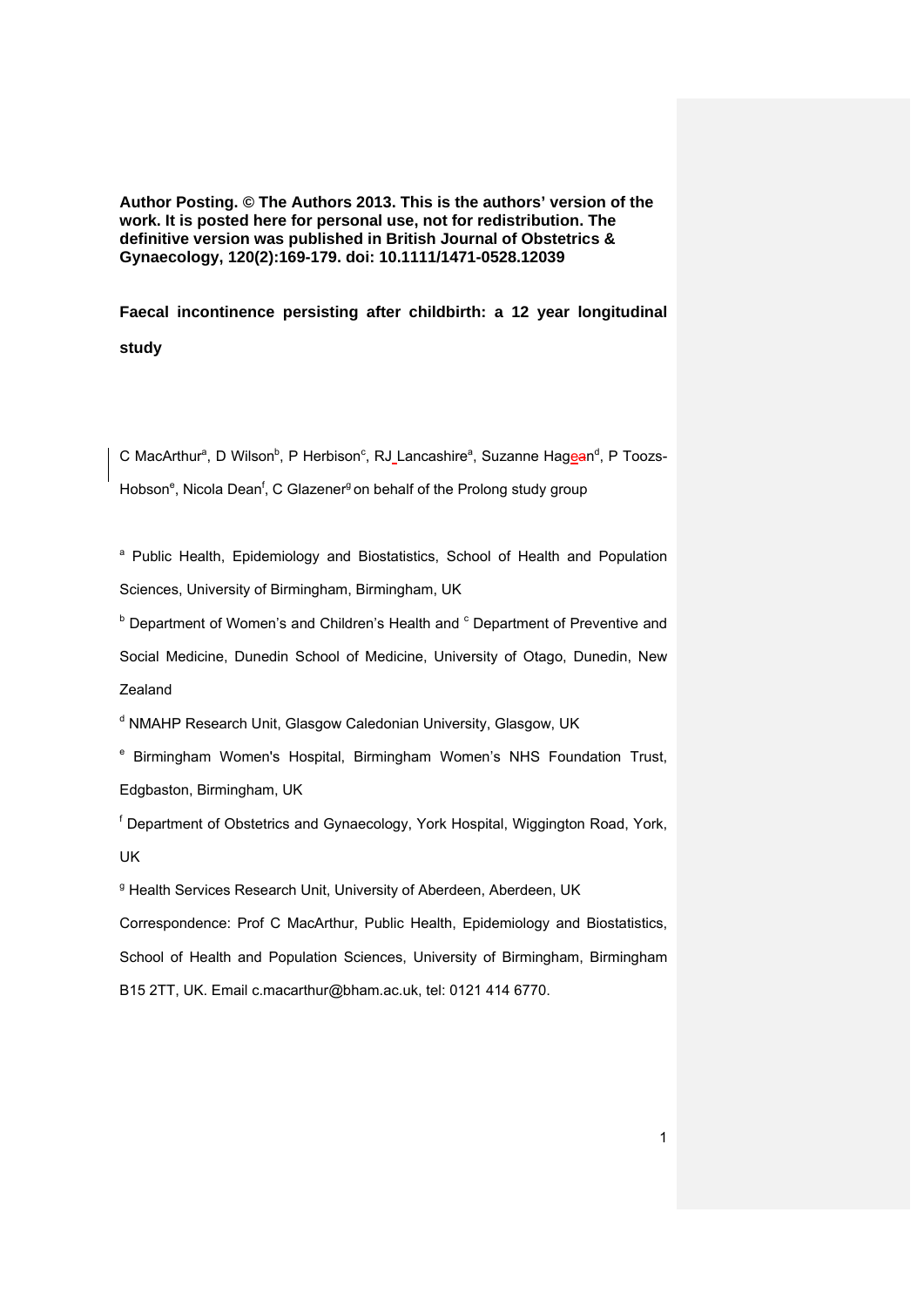**Author Posting. © The Authors 2013. This is the authors' version of the work. It is posted here for personal use, not for redistribution. The definitive version was published in British Journal of Obstetrics & Gynaecology, 120(2):169-179. doi: 10.1111/1471-0528.12039**

# Faecal incontinence persisting after childbirth: a 12 year longitudinal study

C MacArthur[a], D Wilson[b], P Herbison[c], RJ Lancashire[a], Suzanne Hagen[d], P Toozs-Hobson[e], Nicola Dean[f], C Glazener[g] on behalf of the Prolong study group

[a] Public Health, Epidemiology and Biostatistics, School of Health and Population Sciences, University of Birmingham, Birmingham, UK

[b] Department of Women's and Children's Health and [c] Department of Preventive and Social Medicine, Dunedin School of Medicine, University of Otago, Dunedin, New Zealand

[d] NMAHP Research Unit, Glasgow Caledonian University, Glasgow, UK

[e] Birmingham Women's Hospital, Birmingham Women's NHS Foundation Trust, Edgbaston, Birmingham, UK

[f] Department of Obstetrics and Gynaecology, York Hospital, Wiggington Road, York, UK

[g] Health Services Research Unit, University of Aberdeen, Aberdeen, UK

Correspondence: Prof C MacArthur, Public Health, Epidemiology and Biostatistics, School of Health and Population Sciences, University of Birmingham, Birmingham B15 2TT, UK. Email c.macarthur@bham.ac.uk, tel: 0121 414 6770.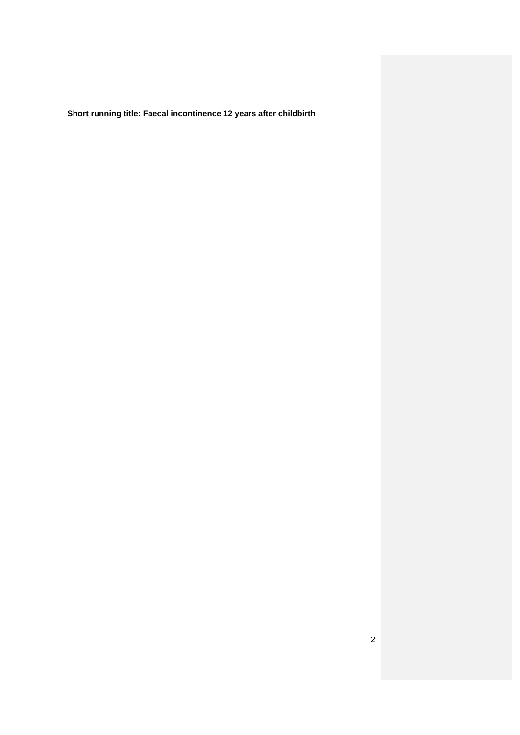**Short running title: Faecal incontinence 12 years after childbirth**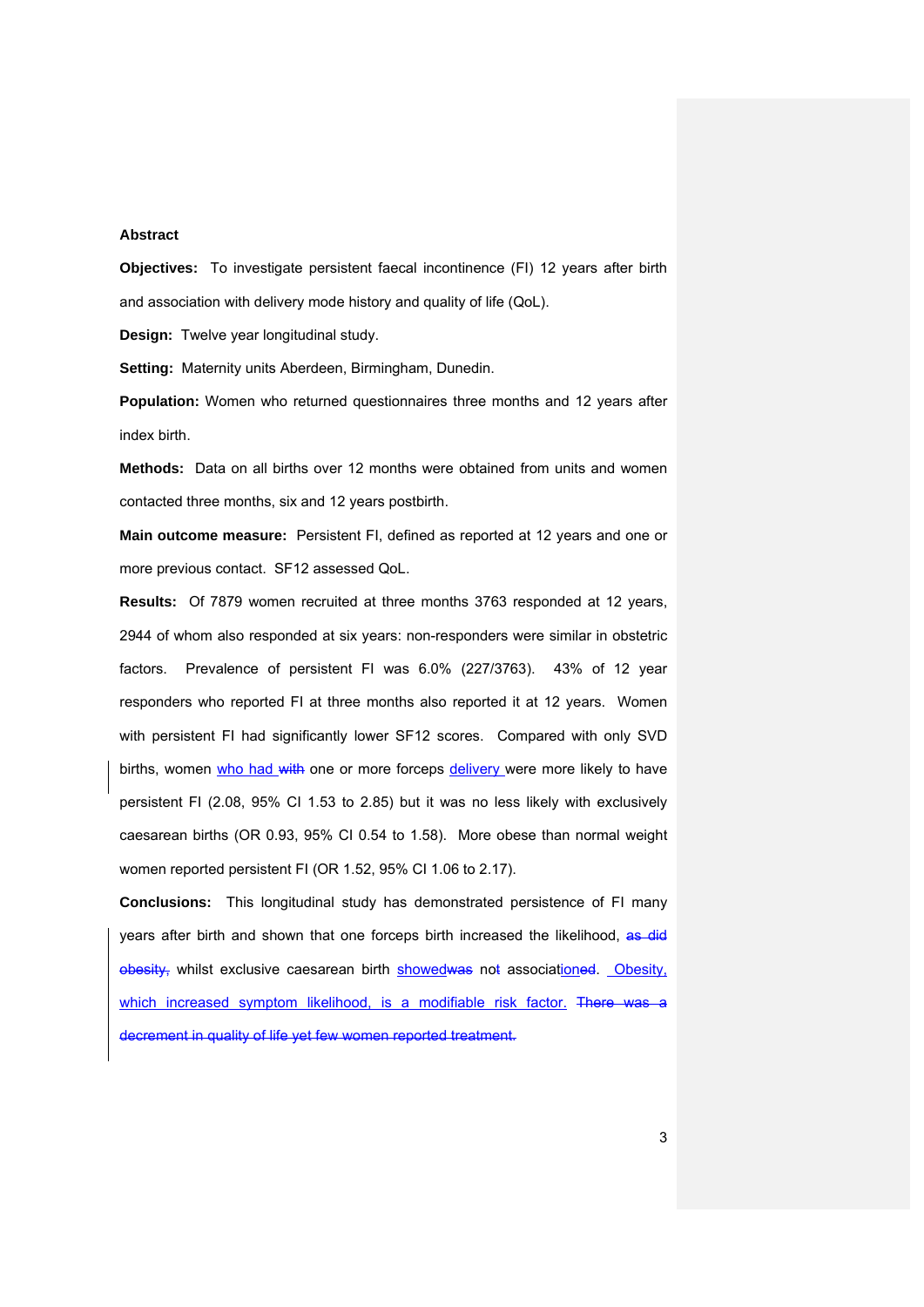## Abstract

**Objectives:** To investigate persistent faecal incontinence (FI) 12 years after birth and association with delivery mode history and quality of life (QoL).

**Design:** Twelve year longitudinal study.

**Setting:** Maternity units Aberdeen, Birmingham, Dunedin.

**Population:** Women who returned questionnaires three months and 12 years after index birth.

**Methods:** Data on all births over 12 months were obtained from units and women contacted three months, six and 12 years postbirth.

**Main outcome measure:** Persistent FI, defined as reported at 12 years and one or more previous contact. SF12 assessed QoL.

**Results:** Of 7879 women recruited at three months 3763 responded at 12 years, 2944 of whom also responded at six years: non-responders were similar in obstetric factors. Prevalence of persistent FI was 6.0% (227/3763). 43% of 12 year responders who reported FI at three months also reported it at 12 years. Women with persistent FI had significantly lower SF12 scores. Compared with only SVD births, women who had ~~with~~ one or more forceps delivery were more likely to have persistent FI (2.08, 95% CI 1.53 to 2.85) but it was no less likely with exclusively caesarean births (OR 0.93, 95% CI 0.54 to 1.58). More obese than normal weight women reported persistent FI (OR 1.52, 95% CI 1.06 to 2.17).

**Conclusions:** This longitudinal study has demonstrated persistence of FI many years after birth and shown that one forceps birth increased the likelihood, ~~as did obesity,~~ whilst exclusive caesarean birth showed~~was~~ no~~t~~ association~~ed~~. Obesity, which increased symptom likelihood, is a modifiable risk factor. ~~There was a decrement in quality of life yet few women reported treatment.~~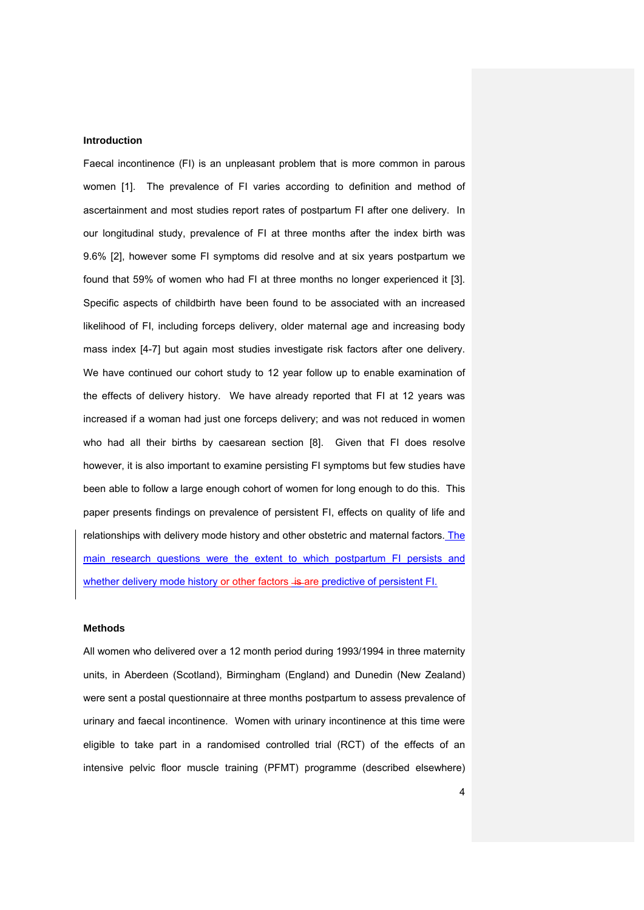## Introduction

Faecal incontinence (FI) is an unpleasant problem that is more common in parous women [1]. The prevalence of FI varies according to definition and method of ascertainment and most studies report rates of postpartum FI after one delivery. In our longitudinal study, prevalence of FI at three months after the index birth was 9.6% [2], however some FI symptoms did resolve and at six years postpartum we found that 59% of women who had FI at three months no longer experienced it [3]. Specific aspects of childbirth have been found to be associated with an increased likelihood of FI, including forceps delivery, older maternal age and increasing body mass index [4-7] but again most studies investigate risk factors after one delivery. We have continued our cohort study to 12 year follow up to enable examination of the effects of delivery history. We have already reported that FI at 12 years was increased if a woman had just one forceps delivery; and was not reduced in women who had all their births by caesarean section [8]. Given that FI does resolve however, it is also important to examine persisting FI symptoms but few studies have been able to follow a large enough cohort of women for long enough to do this. This paper presents findings on prevalence of persistent FI, effects on quality of life and relationships with delivery mode history and other obstetric and maternal factors. The main research questions were the extent to which postpartum FI persists and whether delivery mode history or other factors ~~is~~ are predictive of persistent FI.

## Methods

All women who delivered over a 12 month period during 1993/1994 in three maternity units, in Aberdeen (Scotland), Birmingham (England) and Dunedin (New Zealand) were sent a postal questionnaire at three months postpartum to assess prevalence of urinary and faecal incontinence. Women with urinary incontinence at this time were eligible to take part in a randomised controlled trial (RCT) of the effects of an intensive pelvic floor muscle training (PFMT) programme (described elsewhere)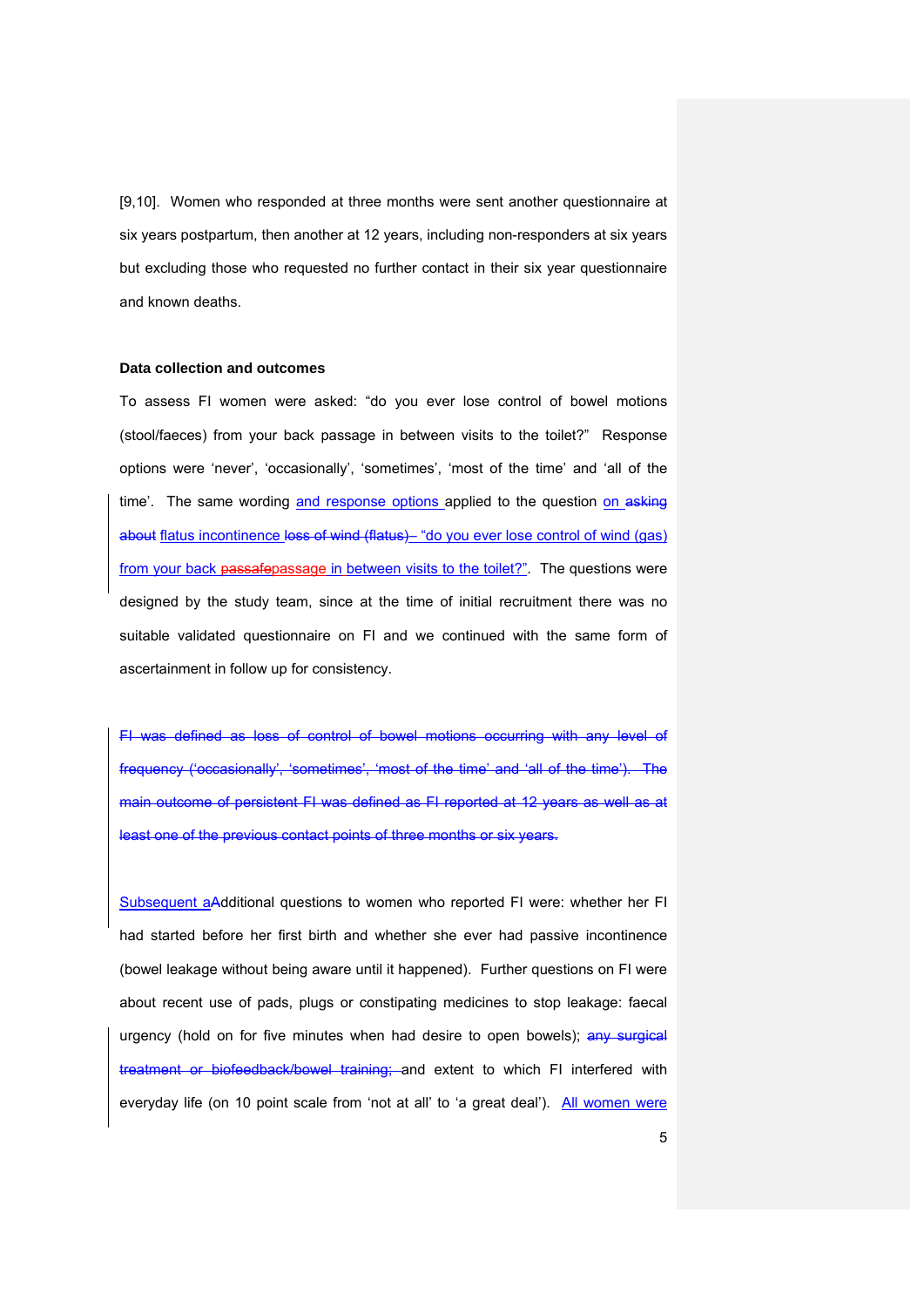[9,10]. Women who responded at three months were sent another questionnaire at six years postpartum, then another at 12 years, including non-responders at six years but excluding those who requested no further contact in their six year questionnaire and known deaths.

**Data collection and outcomes**

To assess FI women were asked: "do you ever lose control of bowel motions (stool/faeces) from your back passage in between visits to the toilet?" Response options were 'never', 'occasionally', 'sometimes', 'most of the time' and 'all of the time'. The same wording and response options applied to the question on ~~asking about~~ flatus incontinence ~~loss of wind (flatus)~~ – "do you ever lose control of wind (gas) from your back ~~passafe~~passage in between visits to the toilet?". The questions were designed by the study team, since at the time of initial recruitment there was no suitable validated questionnaire on FI and we continued with the same form of ascertainment in follow up for consistency.

~~FI was defined as loss of control of bowel motions occurring with any level of frequency ('occasionally', 'sometimes', 'most of the time' and 'all of the time'). The main outcome of persistent FI was defined as FI reported at 12 years as well as at least one of the previous contact points of three months or six years.~~

Subsequent a~~A~~dditional questions to women who reported FI were: whether her FI had started before her first birth and whether she ever had passive incontinence (bowel leakage without being aware until it happened). Further questions on FI were about recent use of pads, plugs or constipating medicines to stop leakage: faecal urgency (hold on for five minutes when had desire to open bowels); ~~any surgical treatment or biofeedback/bowel training;~~ and extent to which FI interfered with everyday life (on 10 point scale from 'not at all' to 'a great deal'). All women were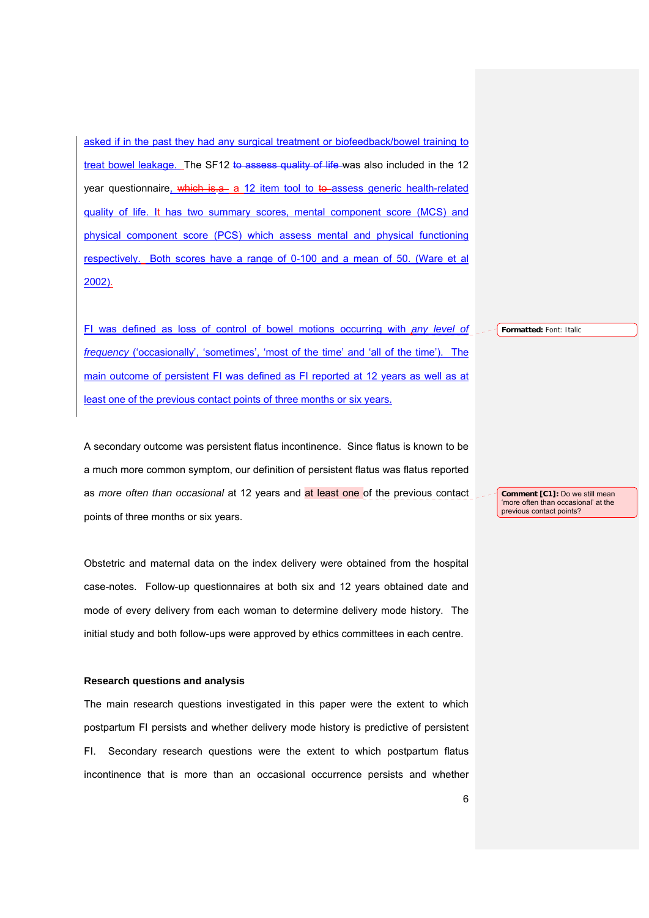asked if in the past they had any surgical treatment or biofeedback/bowel training to treat bowel leakage. The SF12 was also included in the 12 year questionnaire, a 12 item tool to assess generic health-related quality of life. It has two summary scores, mental component score (MCS) and physical component score (PCS) which assess mental and physical functioning respectively. Both scores have a range of 0-100 and a mean of 50. (Ware et al 2002).

FI was defined as loss of control of bowel motions occurring with *any level of frequency* ('occasionally', 'sometimes', 'most of the time' and 'all of the time'). The main outcome of persistent FI was defined as FI reported at 12 years as well as at least one of the previous contact points of three months or six years.

A secondary outcome was persistent flatus incontinence. Since flatus is known to be a much more common symptom, our definition of persistent flatus was flatus reported as *more often than occasional* at 12 years and at least one of the previous contact points of three months or six years.

Obstetric and maternal data on the index delivery were obtained from the hospital case-notes. Follow-up questionnaires at both six and 12 years obtained date and mode of every delivery from each woman to determine delivery mode history. The initial study and both follow-ups were approved by ethics committees in each centre.

**Research questions and analysis**

The main research questions investigated in this paper were the extent to which postpartum FI persists and whether delivery mode history is predictive of persistent FI. Secondary research questions were the extent to which postpartum flatus incontinence that is more than an occasional occurrence persists and whether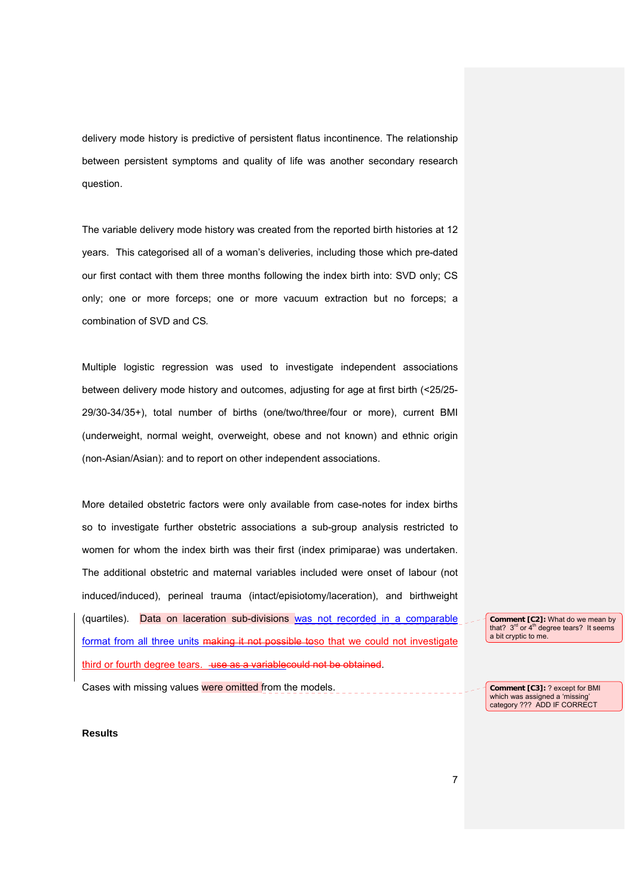delivery mode history is predictive of persistent flatus incontinence. The relationship between persistent symptoms and quality of life was another secondary research question.

The variable delivery mode history was created from the reported birth histories at 12 years. This categorised all of a woman's deliveries, including those which pre-dated our first contact with them three months following the index birth into: SVD only; CS only; one or more forceps; one or more vacuum extraction but no forceps; a combination of SVD and CS.

Multiple logistic regression was used to investigate independent associations between delivery mode history and outcomes, adjusting for age at first birth (<25/25-29/30-34/35+), total number of births (one/two/three/four or more), current BMI (underweight, normal weight, overweight, obese and not known) and ethnic origin (non-Asian/Asian): and to report on other independent associations.

More detailed obstetric factors were only available from case-notes for index births so to investigate further obstetric associations a sub-group analysis restricted to women for whom the index birth was their first (index primiparae) was undertaken. The additional obstetric and maternal variables included were onset of labour (not induced/induced), perineal trauma (intact/episiotomy/laceration), and birthweight (quartiles). Data on laceration sub-divisions was not recorded in a comparable format from all three units ~~making it not possible to~~so that we could not investigate third or fourth degree tears. ~~use as a variablecould not be obtained~~.

Cases with missing values were omitted from the models.

**Comment [C2]:** What do we mean by that? 3rd or 4th degree tears? It seems a bit cryptic to me.

**Comment [C3]:** ? except for BMI which was assigned a 'missing' category ??? ADD IF CORRECT

**Results**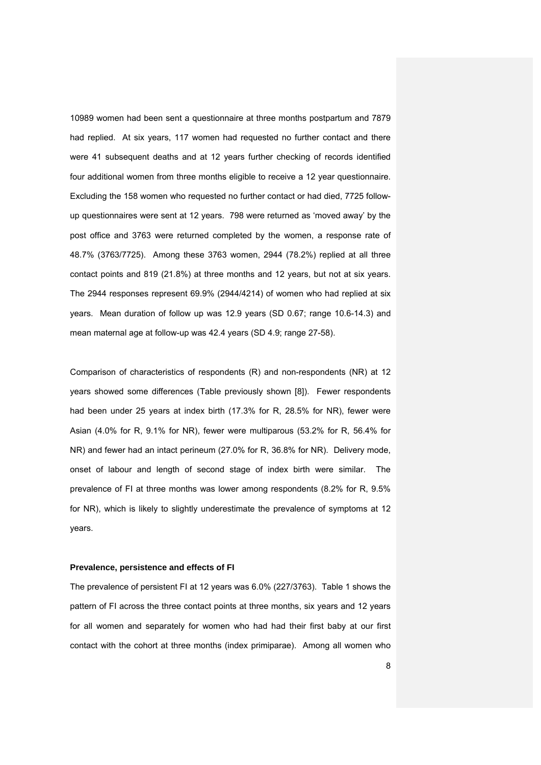10989 women had been sent a questionnaire at three months postpartum and 7879 had replied. At six years, 117 women had requested no further contact and there were 41 subsequent deaths and at 12 years further checking of records identified four additional women from three months eligible to receive a 12 year questionnaire. Excluding the 158 women who requested no further contact or had died, 7725 follow-up questionnaires were sent at 12 years. 798 were returned as 'moved away' by the post office and 3763 were returned completed by the women, a response rate of 48.7% (3763/7725). Among these 3763 women, 2944 (78.2%) replied at all three contact points and 819 (21.8%) at three months and 12 years, but not at six years. The 2944 responses represent 69.9% (2944/4214) of women who had replied at six years. Mean duration of follow up was 12.9 years (SD 0.67; range 10.6-14.3) and mean maternal age at follow-up was 42.4 years (SD 4.9; range 27-58).

Comparison of characteristics of respondents (R) and non-respondents (NR) at 12 years showed some differences (Table previously shown [8]). Fewer respondents had been under 25 years at index birth (17.3% for R, 28.5% for NR), fewer were Asian (4.0% for R, 9.1% for NR), fewer were multiparous (53.2% for R, 56.4% for NR) and fewer had an intact perineum (27.0% for R, 36.8% for NR). Delivery mode, onset of labour and length of second stage of index birth were similar. The prevalence of FI at three months was lower among respondents (8.2% for R, 9.5% for NR), which is likely to slightly underestimate the prevalence of symptoms at 12 years.

**Prevalence, persistence and effects of FI**

The prevalence of persistent FI at 12 years was 6.0% (227/3763). Table 1 shows the pattern of FI across the three contact points at three months, six years and 12 years for all women and separately for women who had had their first baby at our first contact with the cohort at three months (index primiparae). Among all women who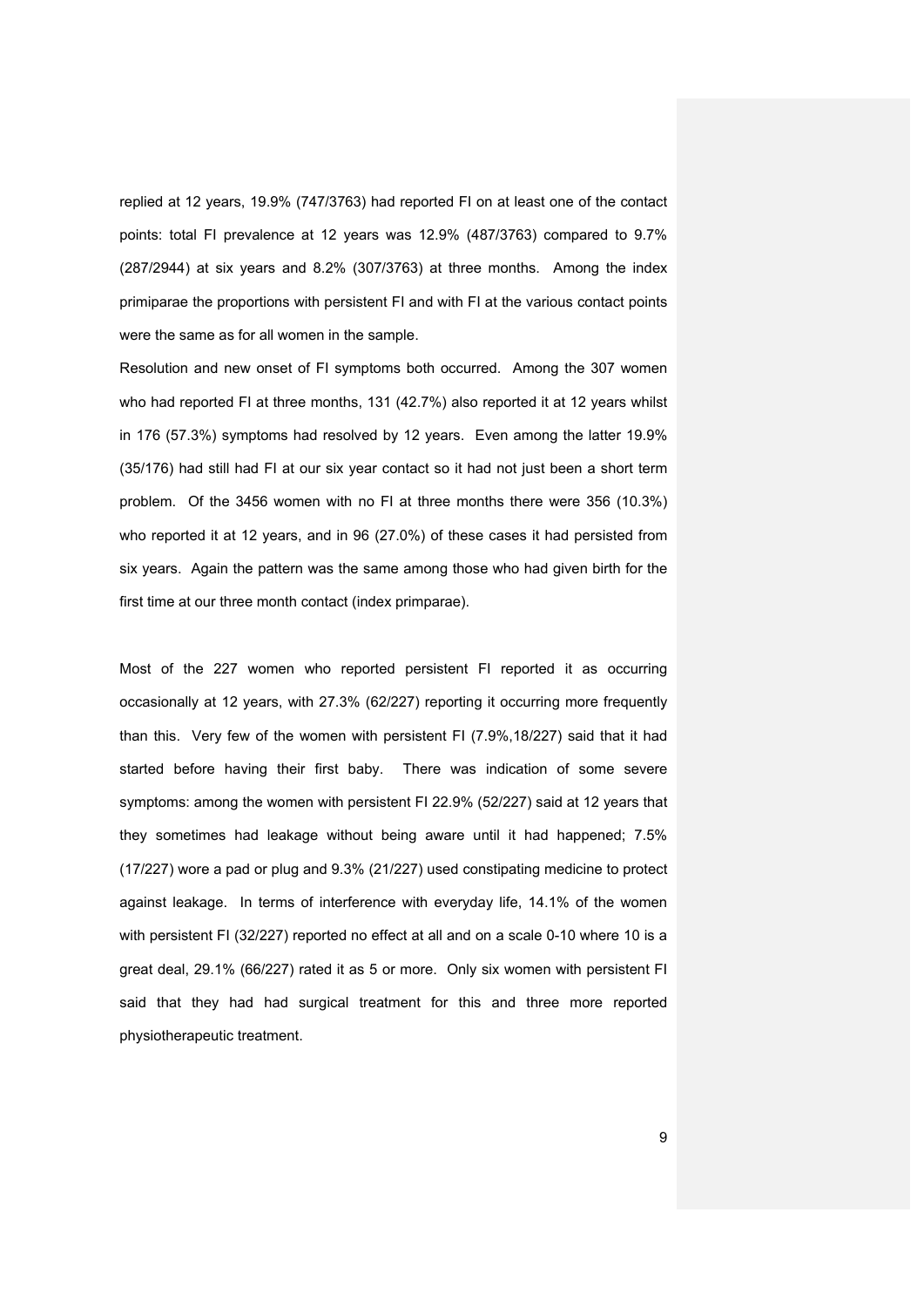replied at 12 years, 19.9% (747/3763) had reported FI on at least one of the contact points: total FI prevalence at 12 years was 12.9% (487/3763) compared to 9.7% (287/2944) at six years and 8.2% (307/3763) at three months. Among the index primiparae the proportions with persistent FI and with FI at the various contact points were the same as for all women in the sample.

Resolution and new onset of FI symptoms both occurred. Among the 307 women who had reported FI at three months, 131 (42.7%) also reported it at 12 years whilst in 176 (57.3%) symptoms had resolved by 12 years. Even among the latter 19.9% (35/176) had still had FI at our six year contact so it had not just been a short term problem. Of the 3456 women with no FI at three months there were 356 (10.3%) who reported it at 12 years, and in 96 (27.0%) of these cases it had persisted from six years. Again the pattern was the same among those who had given birth for the first time at our three month contact (index primparae).

Most of the 227 women who reported persistent FI reported it as occurring occasionally at 12 years, with 27.3% (62/227) reporting it occurring more frequently than this. Very few of the women with persistent FI (7.9%,18/227) said that it had started before having their first baby. There was indication of some severe symptoms: among the women with persistent FI 22.9% (52/227) said at 12 years that they sometimes had leakage without being aware until it had happened; 7.5% (17/227) wore a pad or plug and 9.3% (21/227) used constipating medicine to protect against leakage. In terms of interference with everyday life, 14.1% of the women with persistent FI (32/227) reported no effect at all and on a scale 0-10 where 10 is a great deal, 29.1% (66/227) rated it as 5 or more. Only six women with persistent FI said that they had had surgical treatment for this and three more reported physiotherapeutic treatment.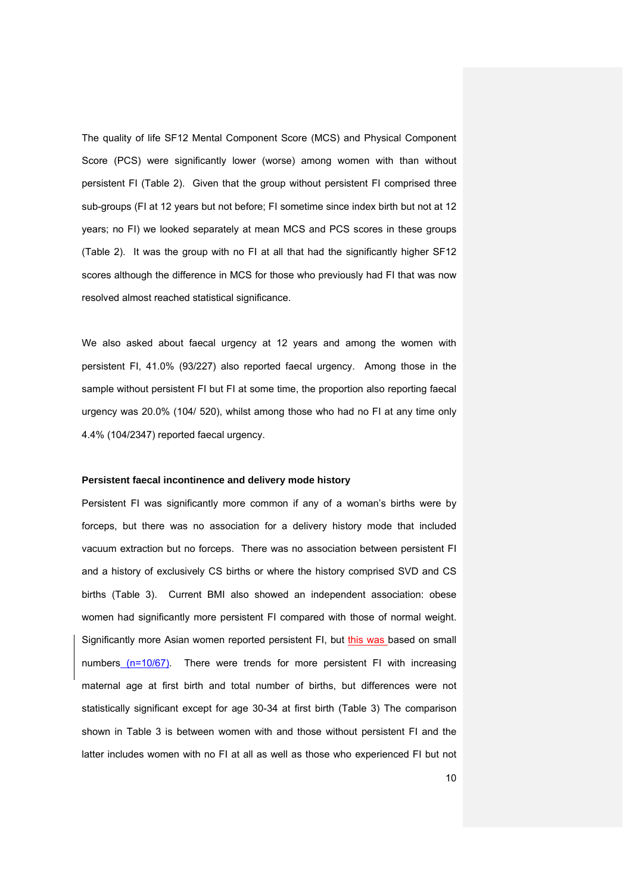The quality of life SF12 Mental Component Score (MCS) and Physical Component Score (PCS) were significantly lower (worse) among women with than without persistent FI (Table 2). Given that the group without persistent FI comprised three sub-groups (FI at 12 years but not before; FI sometime since index birth but not at 12 years; no FI) we looked separately at mean MCS and PCS scores in these groups (Table 2). It was the group with no FI at all that had the significantly higher SF12 scores although the difference in MCS for those who previously had FI that was now resolved almost reached statistical significance.

We also asked about faecal urgency at 12 years and among the women with persistent FI, 41.0% (93/227) also reported faecal urgency. Among those in the sample without persistent FI but FI at some time, the proportion also reporting faecal urgency was 20.0% (104/ 520), whilst among those who had no FI at any time only 4.4% (104/2347) reported faecal urgency.

**Persistent faecal incontinence and delivery mode history**

Persistent FI was significantly more common if any of a woman's births were by forceps, but there was no association for a delivery history mode that included vacuum extraction but no forceps. There was no association between persistent FI and a history of exclusively CS births or where the history comprised SVD and CS births (Table 3). Current BMI also showed an independent association: obese women had significantly more persistent FI compared with those of normal weight. Significantly more Asian women reported persistent FI, but this was based on small numbers (n=10/67). There were trends for more persistent FI with increasing maternal age at first birth and total number of births, but differences were not statistically significant except for age 30-34 at first birth (Table 3) The comparison shown in Table 3 is between women with and those without persistent FI and the latter includes women with no FI at all as well as those who experienced FI but not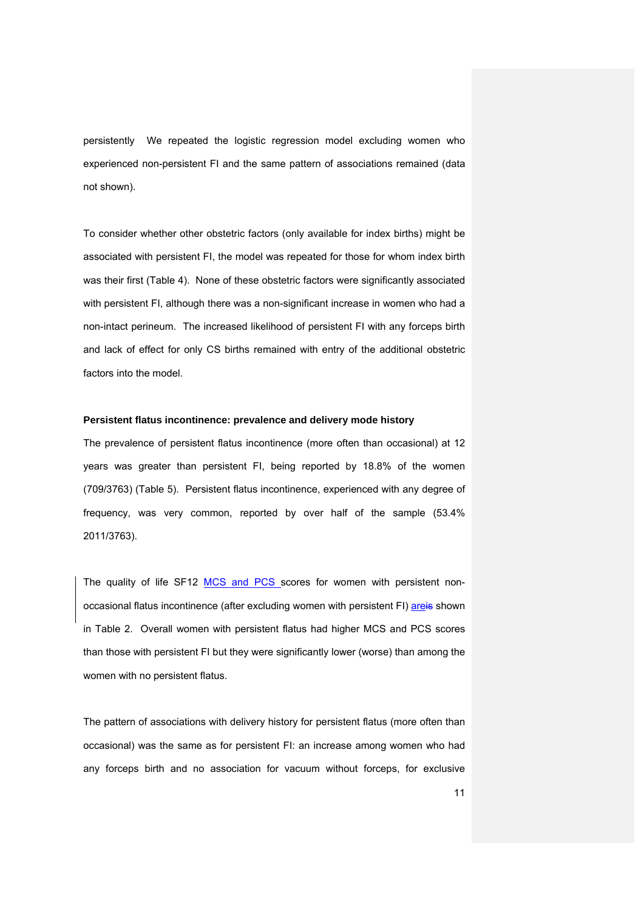persistently  We repeated the logistic regression model excluding women who experienced non-persistent FI and the same pattern of associations remained (data not shown).

To consider whether other obstetric factors (only available for index births) might be associated with persistent FI, the model was repeated for those for whom index birth was their first (Table 4). None of these obstetric factors were significantly associated with persistent FI, although there was a non-significant increase in women who had a non-intact perineum. The increased likelihood of persistent FI with any forceps birth and lack of effect for only CS births remained with entry of the additional obstetric factors into the model.

**Persistent flatus incontinence: prevalence and delivery mode history**

The prevalence of persistent flatus incontinence (more often than occasional) at 12 years was greater than persistent FI, being reported by 18.8% of the women (709/3763) (Table 5). Persistent flatus incontinence, experienced with any degree of frequency, was very common, reported by over half of the sample (53.4% 2011/3763).

The quality of life SF12 MCS and PCS scores for women with persistent non-occasional flatus incontinence (after excluding women with persistent FI) areis shown in Table 2. Overall women with persistent flatus had higher MCS and PCS scores than those with persistent FI but they were significantly lower (worse) than among the women with no persistent flatus.

The pattern of associations with delivery history for persistent flatus (more often than occasional) was the same as for persistent FI: an increase among women who had any forceps birth and no association for vacuum without forceps, for exclusive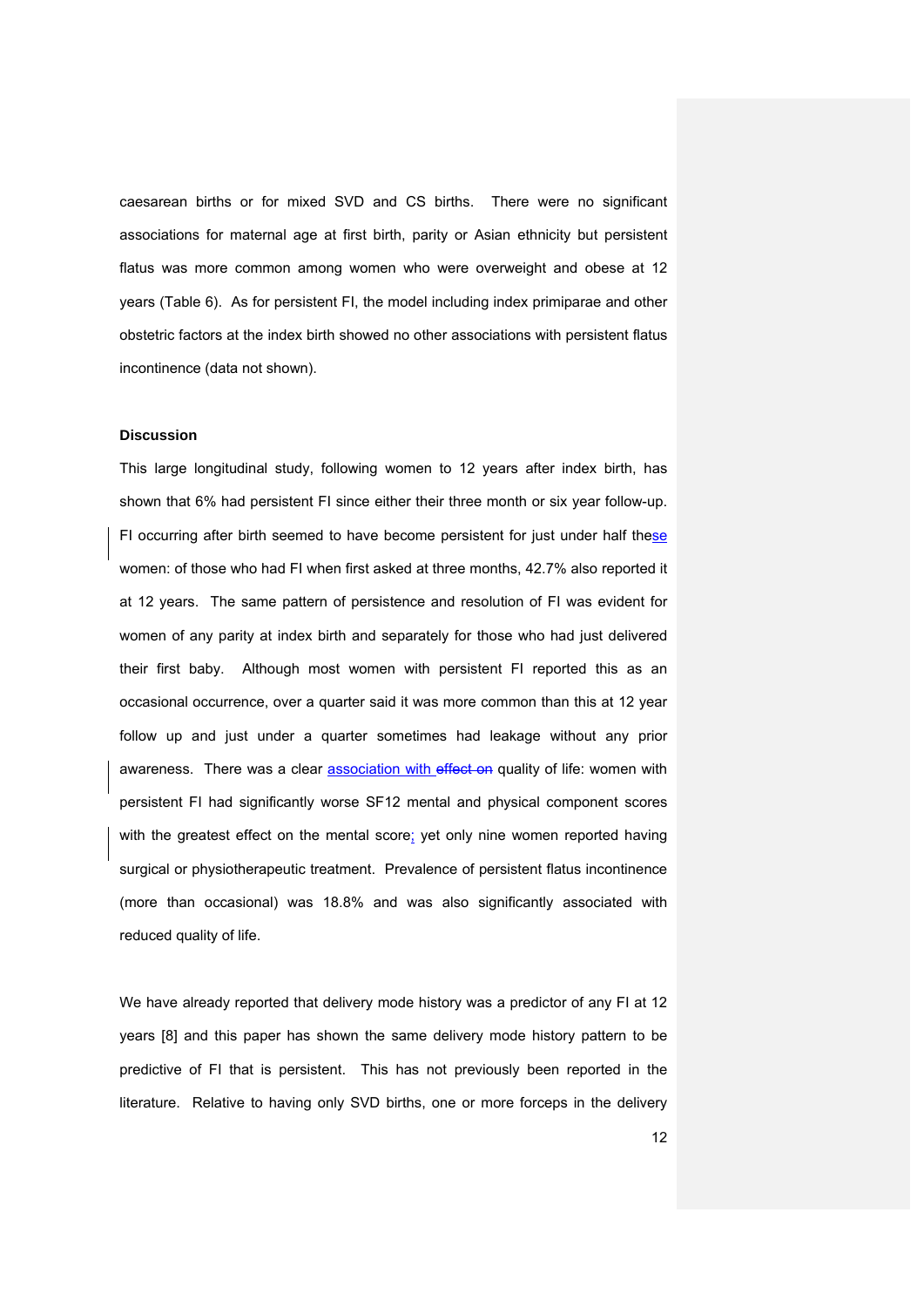caesarean births or for mixed SVD and CS births. There were no significant associations for maternal age at first birth, parity or Asian ethnicity but persistent flatus was more common among women who were overweight and obese at 12 years (Table 6). As for persistent FI, the model including index primiparae and other obstetric factors at the index birth showed no other associations with persistent flatus incontinence (data not shown).

### Discussion

This large longitudinal study, following women to 12 years after index birth, has shown that 6% had persistent FI since either their three month or six year follow-up. FI occurring after birth seemed to have become persistent for just under half these women: of those who had FI when first asked at three months, 42.7% also reported it at 12 years. The same pattern of persistence and resolution of FI was evident for women of any parity at index birth and separately for those who had just delivered their first baby. Although most women with persistent FI reported this as an occasional occurrence, over a quarter said it was more common than this at 12 year follow up and just under a quarter sometimes had leakage without any prior awareness. There was a clear association with ~~effect on~~ quality of life: women with persistent FI had significantly worse SF12 mental and physical component scores with the greatest effect on the mental score; yet only nine women reported having surgical or physiotherapeutic treatment. Prevalence of persistent flatus incontinence (more than occasional) was 18.8% and was also significantly associated with reduced quality of life.

We have already reported that delivery mode history was a predictor of any FI at 12 years [8] and this paper has shown the same delivery mode history pattern to be predictive of FI that is persistent. This has not previously been reported in the literature. Relative to having only SVD births, one or more forceps in the delivery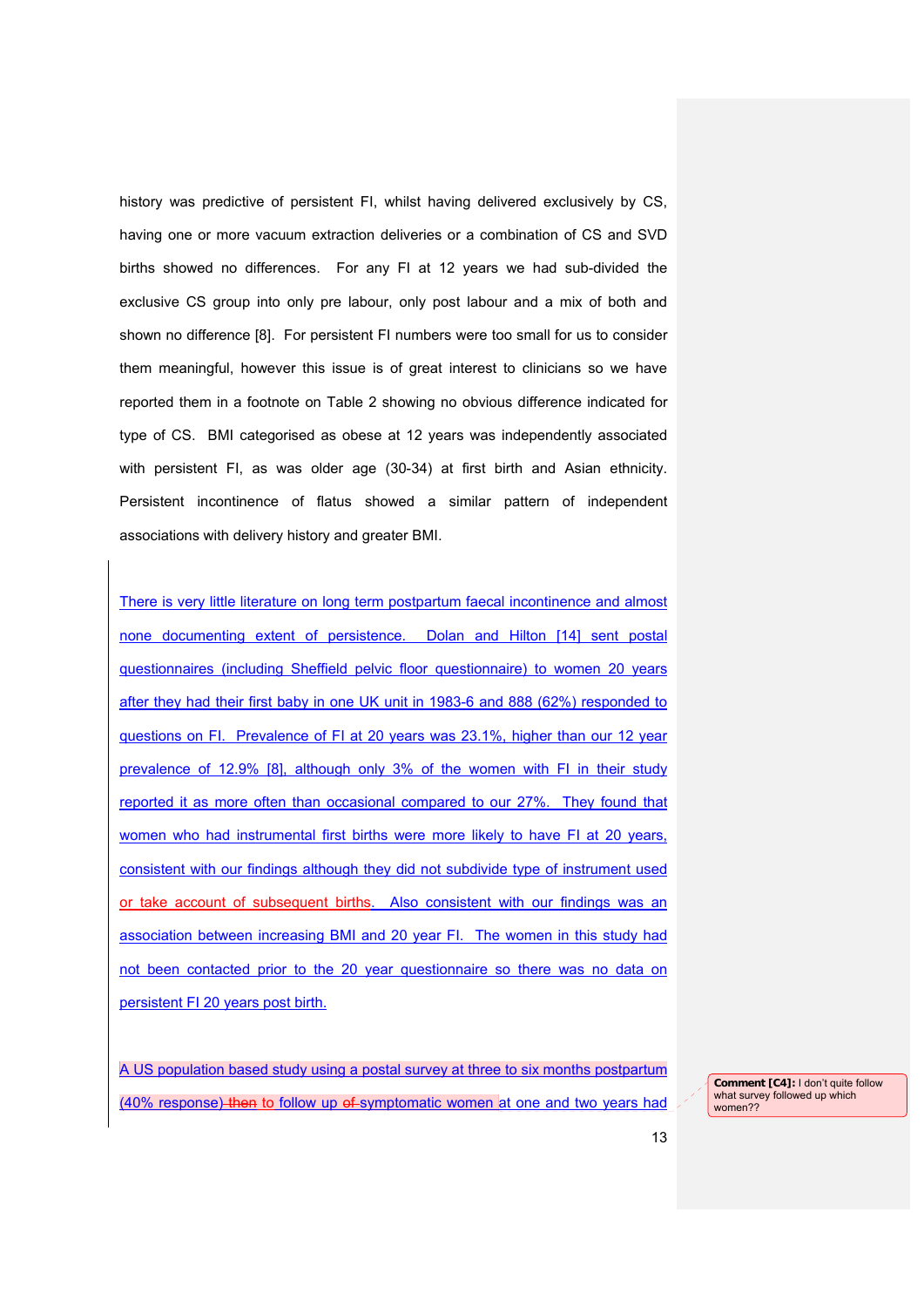history was predictive of persistent FI, whilst having delivered exclusively by CS, having one or more vacuum extraction deliveries or a combination of CS and SVD births showed no differences. For any FI at 12 years we had sub-divided the exclusive CS group into only pre labour, only post labour and a mix of both and shown no difference [8]. For persistent FI numbers were too small for us to consider them meaningful, however this issue is of great interest to clinicians so we have reported them in a footnote on Table 2 showing no obvious difference indicated for type of CS. BMI categorised as obese at 12 years was independently associated with persistent FI, as was older age (30-34) at first birth and Asian ethnicity. Persistent incontinence of flatus showed a similar pattern of independent associations with delivery history and greater BMI.

There is very little literature on long term postpartum faecal incontinence and almost none documenting extent of persistence. Dolan and Hilton [14] sent postal questionnaires (including Sheffield pelvic floor questionnaire) to women 20 years after they had their first baby in one UK unit in 1983-6 and 888 (62%) responded to questions on FI. Prevalence of FI at 20 years was 23.1%, higher than our 12 year prevalence of 12.9% [8], although only 3% of the women with FI in their study reported it as more often than occasional compared to our 27%. They found that women who had instrumental first births were more likely to have FI at 20 years, consistent with our findings although they did not subdivide type of instrument used or take account of subsequent births. Also consistent with our findings was an association between increasing BMI and 20 year FI. The women in this study had not been contacted prior to the 20 year questionnaire so there was no data on persistent FI 20 years post birth.

A US population based study using a postal survey at three to six months postpartum (40% response) ~~then~~ to follow up ~~of~~ symptomatic women at one and two years had

Comment [C4]: I don't quite follow what survey followed up which women??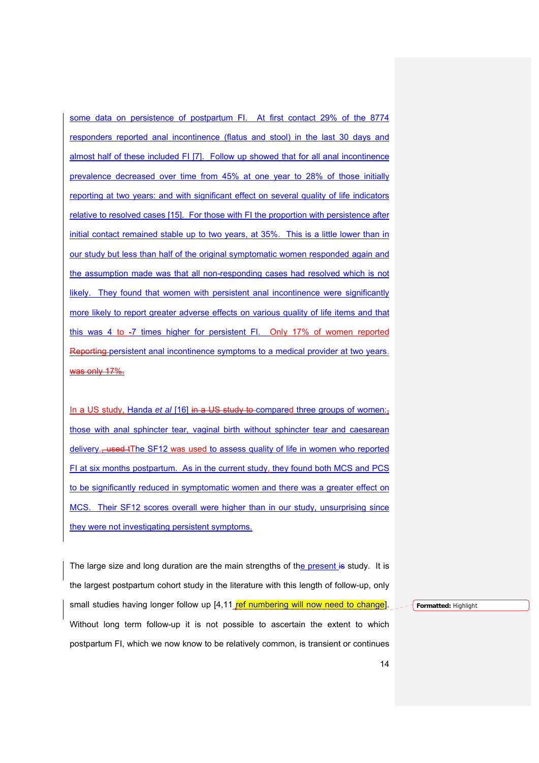some data on persistence of postpartum FI. At first contact 29% of the 8774 responders reported anal incontinence (flatus and stool) in the last 30 days and almost half of these included FI [7]. Follow up showed that for all anal incontinence prevalence decreased over time from 45% at one year to 28% of those initially reporting at two years: and with significant effect on several quality of life indicators relative to resolved cases [15]. For those with FI the proportion with persistence after initial contact remained stable up to two years, at 35%. This is a little lower than in our study but less than half of the original symptomatic women responded again and the assumption made was that all non-responding cases had resolved which is not likely. They found that women with persistent anal incontinence were significantly more likely to report greater adverse effects on various quality of life items and that this was 4 to -7 times higher for persistent FI. Only 17% of women reported ~~Reporting~~ persistent anal incontinence symptoms to a medical provider at two years. ~~was only 17%.~~

In a US study, Handa *et al* [16] ~~in a US study to~~ compared three groups of women:~~,~~ those with anal sphincter tear, vaginal birth without sphincter tear and caesarean delivery.~~, used t~~The SF12 was used to assess quality of life in women who reported FI at six months postpartum. As in the current study, they found both MCS and PCS to be significantly reduced in symptomatic women and there was a greater effect on MCS. Their SF12 scores overall were higher than in our study, unsurprising since they were not investigating persistent symptoms.

The large size and long duration are the main strengths of the present ~~is~~ study. It is the largest postpartum cohort study in the literature with this length of follow-up, only small studies having longer follow up [4,11 ref numbering will now need to change]. Without long term follow-up it is not possible to ascertain the extent to which postpartum FI, which we now know to be relatively common, is transient or continues

Formatted: Highlight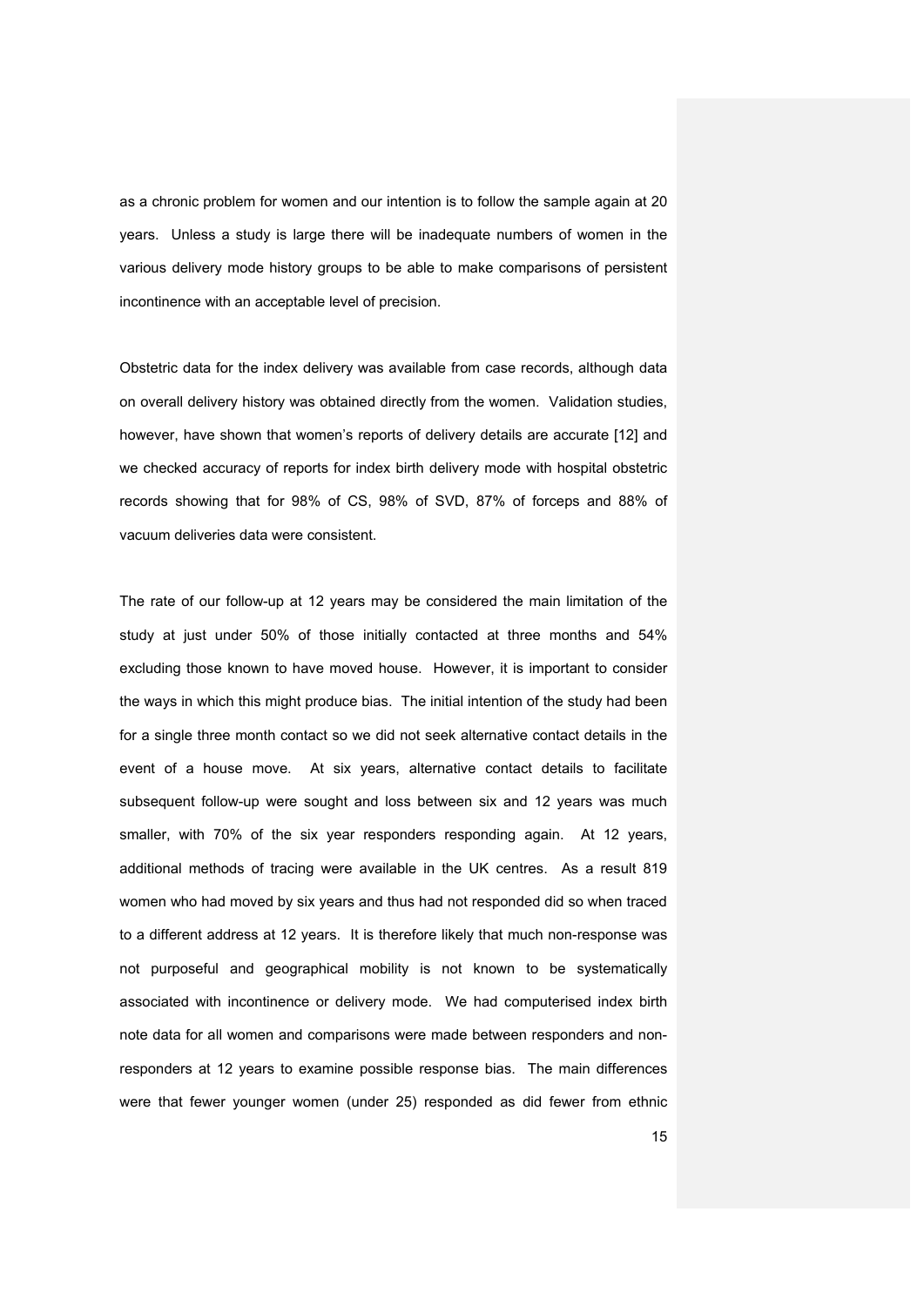as a chronic problem for women and our intention is to follow the sample again at 20 years. Unless a study is large there will be inadequate numbers of women in the various delivery mode history groups to be able to make comparisons of persistent incontinence with an acceptable level of precision.

Obstetric data for the index delivery was available from case records, although data on overall delivery history was obtained directly from the women. Validation studies, however, have shown that women's reports of delivery details are accurate [12] and we checked accuracy of reports for index birth delivery mode with hospital obstetric records showing that for 98% of CS, 98% of SVD, 87% of forceps and 88% of vacuum deliveries data were consistent.

The rate of our follow-up at 12 years may be considered the main limitation of the study at just under 50% of those initially contacted at three months and 54% excluding those known to have moved house. However, it is important to consider the ways in which this might produce bias. The initial intention of the study had been for a single three month contact so we did not seek alternative contact details in the event of a house move. At six years, alternative contact details to facilitate subsequent follow-up were sought and loss between six and 12 years was much smaller, with 70% of the six year responders responding again. At 12 years, additional methods of tracing were available in the UK centres. As a result 819 women who had moved by six years and thus had not responded did so when traced to a different address at 12 years. It is therefore likely that much non-response was not purposeful and geographical mobility is not known to be systematically associated with incontinence or delivery mode. We had computerised index birth note data for all women and comparisons were made between responders and non-responders at 12 years to examine possible response bias. The main differences were that fewer younger women (under 25) responded as did fewer from ethnic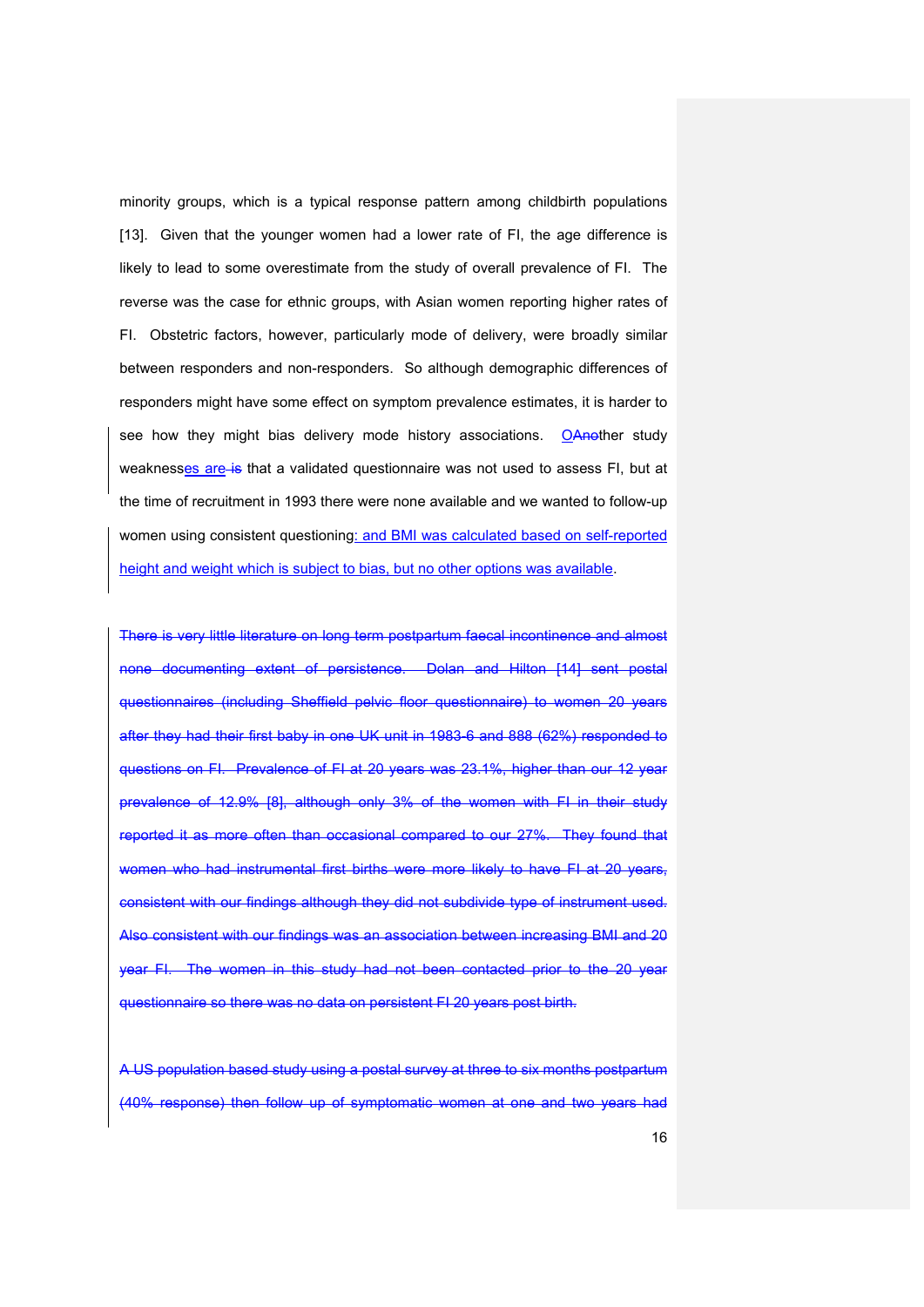minority groups, which is a typical response pattern among childbirth populations [13]. Given that the younger women had a lower rate of FI, the age difference is likely to lead to some overestimate from the study of overall prevalence of FI. The reverse was the case for ethnic groups, with Asian women reporting higher rates of FI. Obstetric factors, however, particularly mode of delivery, were broadly similar between responders and non-responders. So although demographic differences of responders might have some effect on symptom prevalence estimates, it is harder to see how they might bias delivery mode history associations. O~~Ano~~ther study weaknesses are~~ is~~ that a validated questionnaire was not used to assess FI, but at the time of recruitment in 1993 there were none available and we wanted to follow-up women using consistent questioning; and BMI was calculated based on self-reported height and weight which is subject to bias, but no other options was available.

~~There is very little literature on long term postpartum faecal incontinence and almost none documenting extent of persistence. Dolan and Hilton [14] sent postal questionnaires (including Sheffield pelvic floor questionnaire) to women 20 years after they had their first baby in one UK unit in 1983-6 and 888 (62%) responded to questions on FI. Prevalence of FI at 20 years was 23.1%, higher than our 12 year prevalence of 12.9% [8], although only 3% of the women with FI in their study reported it as more often than occasional compared to our 27%. They found that women who had instrumental first births were more likely to have FI at 20 years, consistent with our findings although they did not subdivide type of instrument used. Also consistent with our findings was an association between increasing BMI and 20 year FI. The women in this study had not been contacted prior to the 20 year questionnaire so there was no data on persistent FI 20 years post birth.~~

~~A US population based study using a postal survey at three to six months postpartum (40% response) then follow up of symptomatic women at one and two years had~~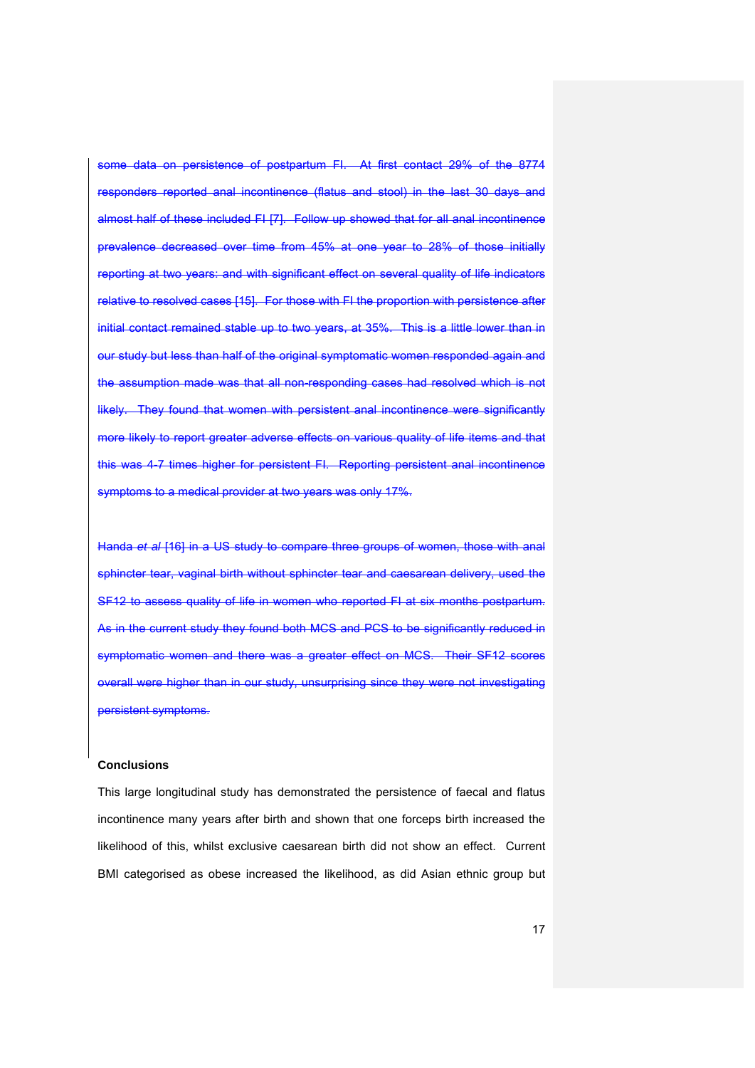some data on persistence of postpartum FI. At first contact 29% of the 8774 responders reported anal incontinence (flatus and stool) in the last 30 days and almost half of these included FI [7]. Follow up showed that for all anal incontinence prevalence decreased over time from 45% at one year to 28% of those initially reporting at two years: and with significant effect on several quality of life indicators relative to resolved cases [15]. For those with FI the proportion with persistence after initial contact remained stable up to two years, at 35%. This is a little lower than in our study but less than half of the original symptomatic women responded again and the assumption made was that all non-responding cases had resolved which is not likely. They found that women with persistent anal incontinence were significantly more likely to report greater adverse effects on various quality of life items and that this was 4-7 times higher for persistent FI. Reporting persistent anal incontinence symptoms to a medical provider at two years was only 17%.

Handa *et al* [16] in a US study to compare three groups of women, those with anal sphincter tear, vaginal birth without sphincter tear and caesarean delivery, used the SF12 to assess quality of life in women who reported FI at six months postpartum. As in the current study they found both MCS and PCS to be significantly reduced in symptomatic women and there was a greater effect on MCS. Their SF12 scores overall were higher than in our study, unsurprising since they were not investigating persistent symptoms.

**Conclusions**

This large longitudinal study has demonstrated the persistence of faecal and flatus incontinence many years after birth and shown that one forceps birth increased the likelihood of this, whilst exclusive caesarean birth did not show an effect. Current BMI categorised as obese increased the likelihood, as did Asian ethnic group but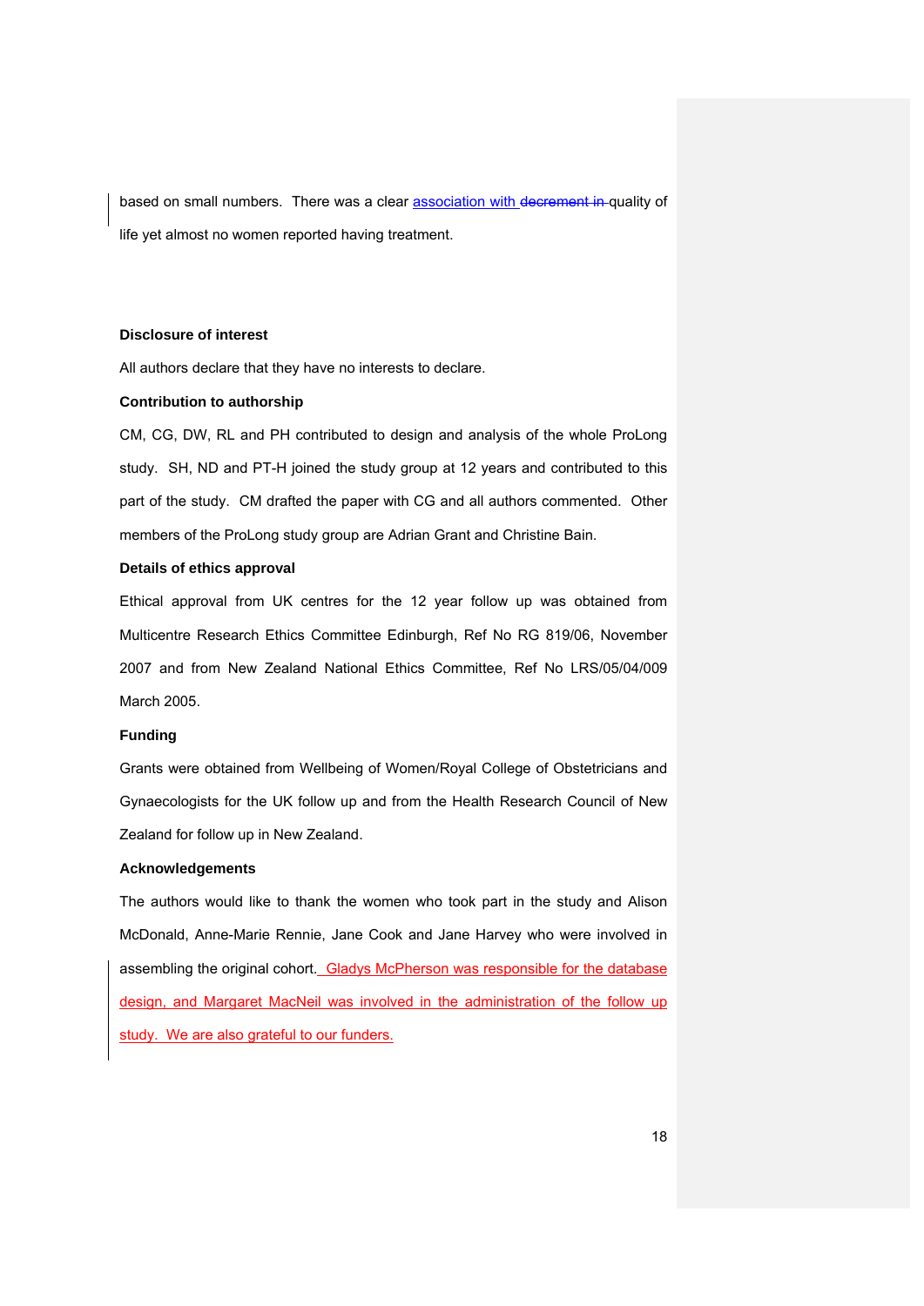based on small numbers. There was a clear association with ~~decrement in~~ quality of life yet almost no women reported having treatment.

**Disclosure of interest**

All authors declare that they have no interests to declare.

**Contribution to authorship**

CM, CG, DW, RL and PH contributed to design and analysis of the whole ProLong study. SH, ND and PT-H joined the study group at 12 years and contributed to this part of the study. CM drafted the paper with CG and all authors commented. Other members of the ProLong study group are Adrian Grant and Christine Bain.

**Details of ethics approval**

Ethical approval from UK centres for the 12 year follow up was obtained from Multicentre Research Ethics Committee Edinburgh, Ref No RG 819/06, November 2007 and from New Zealand National Ethics Committee, Ref No LRS/05/04/009 March 2005.

**Funding**

Grants were obtained from Wellbeing of Women/Royal College of Obstetricians and Gynaecologists for the UK follow up and from the Health Research Council of New Zealand for follow up in New Zealand.

**Acknowledgements**

The authors would like to thank the women who took part in the study and Alison McDonald, Anne-Marie Rennie, Jane Cook and Jane Harvey who were involved in assembling the original cohort. Gladys McPherson was responsible for the database design, and Margaret MacNeil was involved in the administration of the follow up study. We are also grateful to our funders.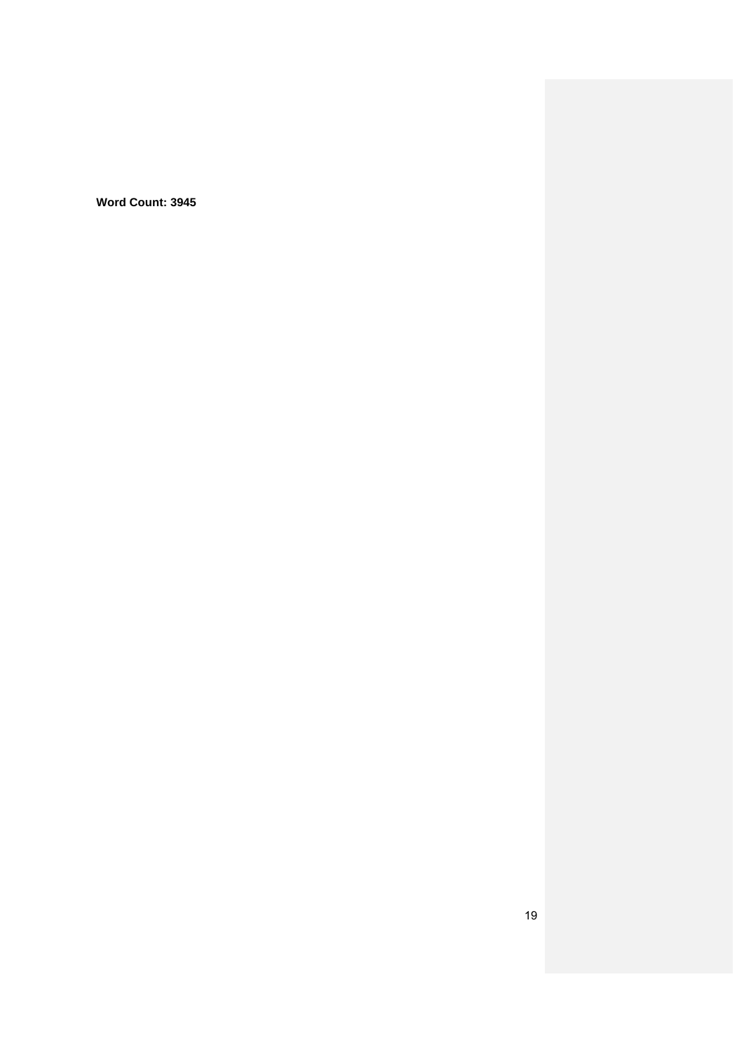**Word Count: 3945**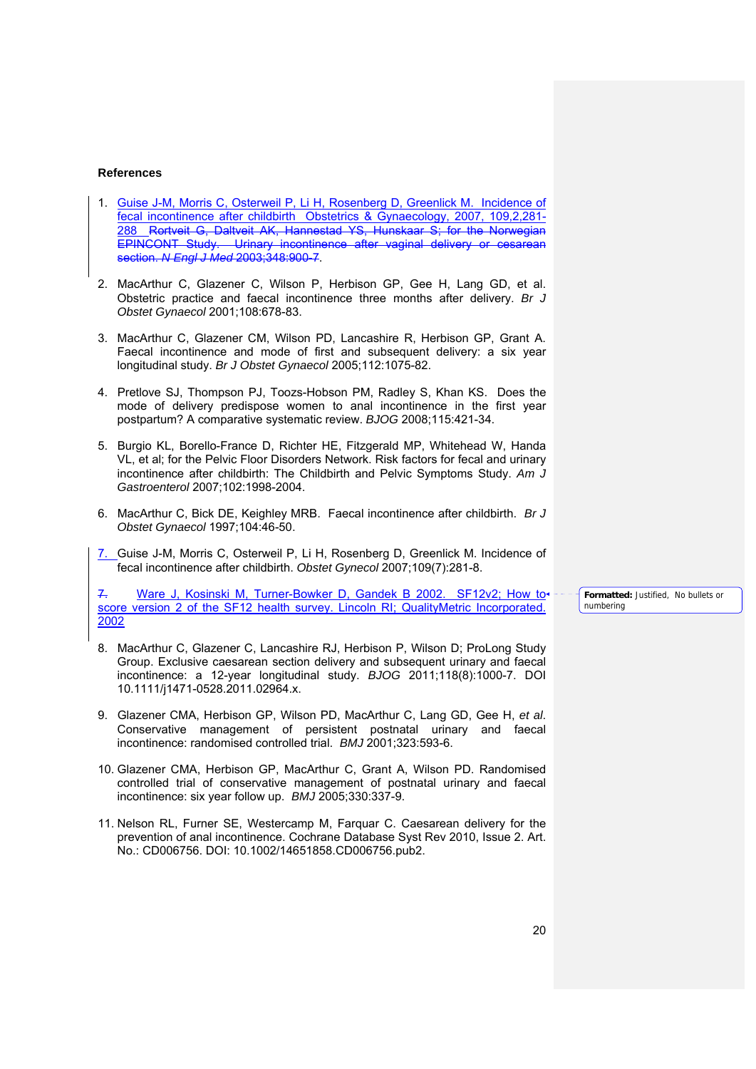**References**

1. Guise J-M, Morris C, Osterweil P, Li H, Rosenberg D, Greenlick M. Incidence of fecal incontinence after childbirth Obstetrics & Gynaecology, 2007, 109,2,281-288 Rortveit G, Daltveit AK, Hannestad YS, Hunskaar S; for the Norwegian EPINCONT Study. Urinary incontinence after vaginal delivery or cesarean section. *N Engl J Med* 2003;348:900-7.

2. MacArthur C, Glazener C, Wilson P, Herbison GP, Gee H, Lang GD, et al. Obstetric practice and faecal incontinence three months after delivery. *Br J Obstet Gynaecol* 2001;108:678-83.

3. MacArthur C, Glazener CM, Wilson PD, Lancashire R, Herbison GP, Grant A. Faecal incontinence and mode of first and subsequent delivery: a six year longitudinal study. *Br J Obstet Gynaecol* 2005;112:1075-82.

4. Pretlove SJ, Thompson PJ, Toozs-Hobson PM, Radley S, Khan KS. Does the mode of delivery predispose women to anal incontinence in the first year postpartum? A comparative systematic review. *BJOG* 2008;115:421-34.

5. Burgio KL, Borello-France D, Richter HE, Fitzgerald MP, Whitehead W, Handa VL, et al; for the Pelvic Floor Disorders Network. Risk factors for fecal and urinary incontinence after childbirth: The Childbirth and Pelvic Symptoms Study. *Am J Gastroenterol* 2007;102:1998-2004.

6. MacArthur C, Bick DE, Keighley MRB. Faecal incontinence after childbirth. *Br J Obstet Gynaecol* 1997;104:46-50.

7. Guise J-M, Morris C, Osterweil P, Li H, Rosenberg D, Greenlick M. Incidence of fecal incontinence after childbirth. *Obstet Gynecol* 2007;109(7):281-8.

7. Ware J, Kosinski M, Turner-Bowker D, Gandek B 2002. SF12v2; How to score version 2 of the SF12 health survey. Lincoln RI; QualityMetric Incorporated. 2002

8. MacArthur C, Glazener C, Lancashire RJ, Herbison P, Wilson D; ProLong Study Group. Exclusive caesarean section delivery and subsequent urinary and faecal incontinence: a 12-year longitudinal study. *BJOG* 2011;118(8):1000-7. DOI 10.1111/j1471-0528.2011.02964.x.

9. Glazener CMA, Herbison GP, Wilson PD, MacArthur C, Lang GD, Gee H, *et al.* Conservative management of persistent postnatal urinary and faecal incontinence: randomised controlled trial. *BMJ* 2001;323:593-6.

10. Glazener CMA, Herbison GP, MacArthur C, Grant A, Wilson PD. Randomised controlled trial of conservative management of postnatal urinary and faecal incontinence: six year follow up. *BMJ* 2005;330:337-9.

11. Nelson RL, Furner SE, Westercamp M, Farquar C. Caesarean delivery for the prevention of anal incontinence. Cochrane Database Syst Rev 2010, Issue 2. Art. No.: CD006756. DOI: 10.1002/14651858.CD006756.pub2.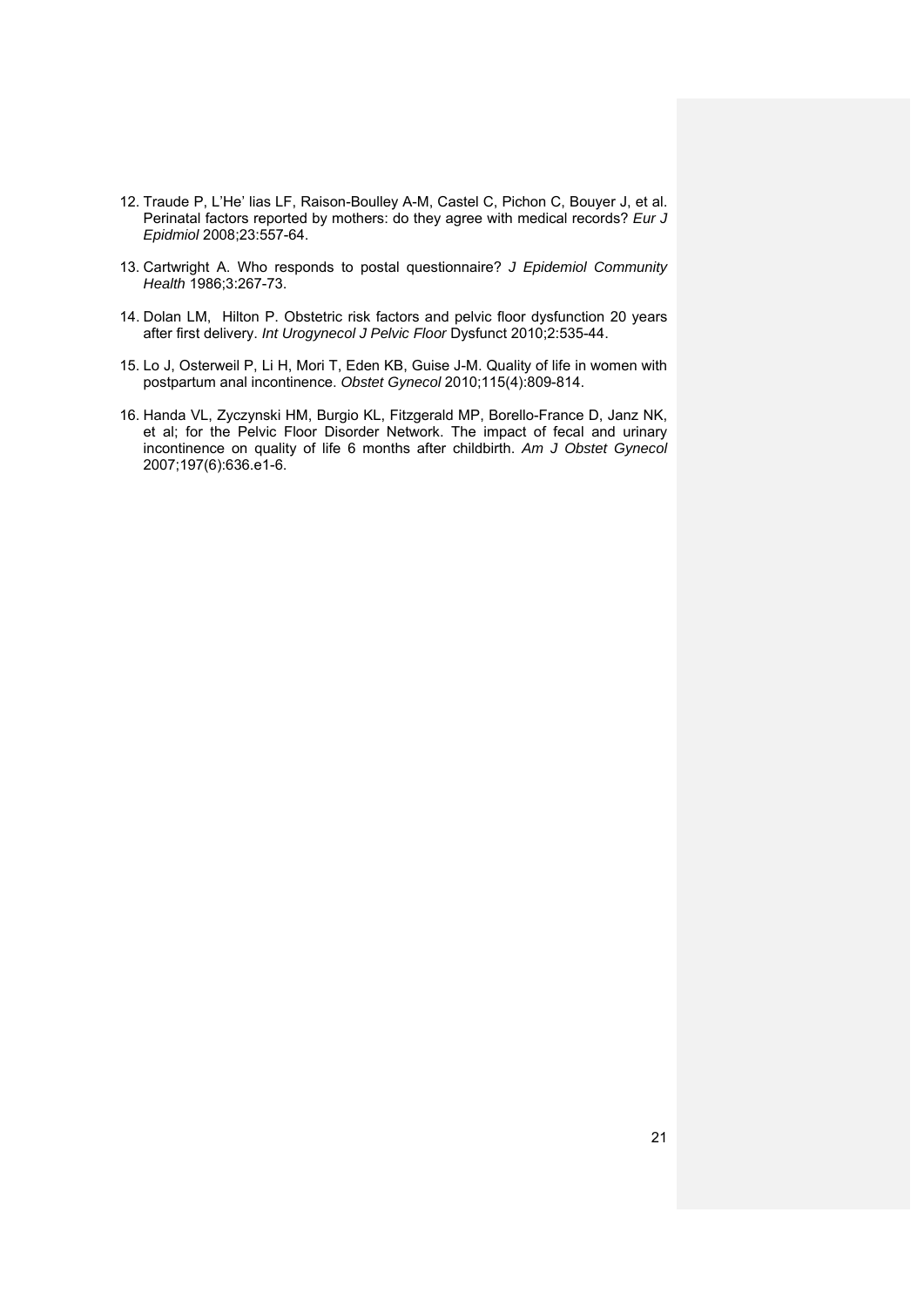12. Traude P, L'He' lias LF, Raison-Boulley A-M, Castel C, Pichon C, Bouyer J, et al. Perinatal factors reported by mothers: do they agree with medical records? *Eur J Epidmiol* 2008;23:557-64.

13. Cartwright A. Who responds to postal questionnaire? *J Epidemiol Community Health* 1986;3:267-73.

14. Dolan LM, Hilton P. Obstetric risk factors and pelvic floor dysfunction 20 years after first delivery. *Int Urogynecol J Pelvic Floor* Dysfunct 2010;2:535-44.

15. Lo J, Osterweil P, Li H, Mori T, Eden KB, Guise J-M. Quality of life in women with postpartum anal incontinence. *Obstet Gynecol* 2010;115(4):809-814.

16. Handa VL, Zyczynski HM, Burgio KL, Fitzgerald MP, Borello-France D, Janz NK, et al; for the Pelvic Floor Disorder Network. The impact of fecal and urinary incontinence on quality of life 6 months after childbirth. *Am J Obstet Gynecol* 2007;197(6):636.e1-6.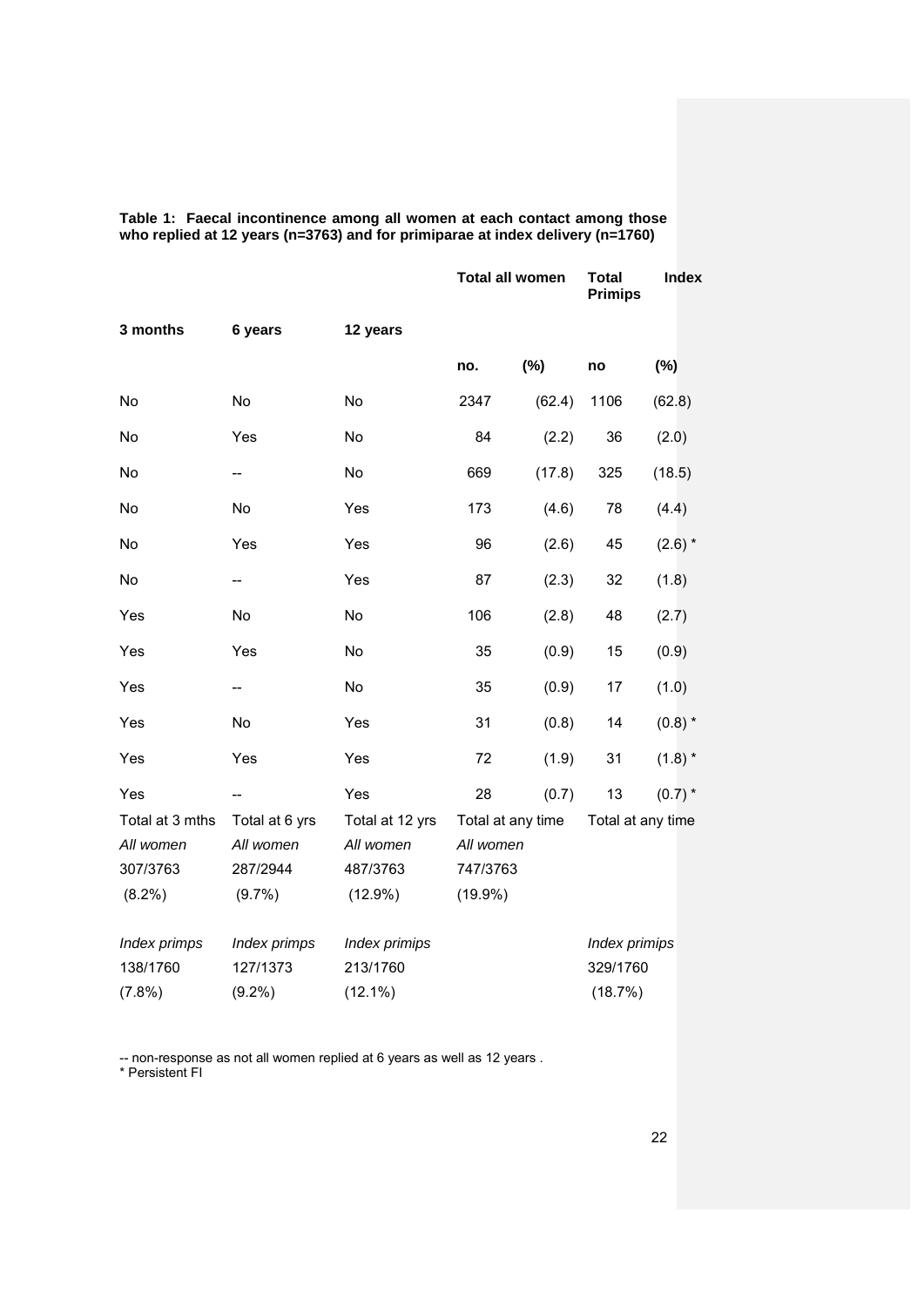**Table 1: Faecal incontinence among all women at each contact among those who replied at 12 years (n=3763) and for primiparae at index delivery (n=1760)**

| 3 months | 6 years | 12 years | Total all women no. | (%) | Total Primips Index no | (%) |
|---|---|---|---|---|---|---|
| No | No | No | 2347 | (62.4) | 1106 | (62.8) |
| No | Yes | No | 84 | (2.2) | 36 | (2.0) |
| No | -- | No | 669 | (17.8) | 325 | (18.5) |
| No | No | Yes | 173 | (4.6) | 78 | (4.4) |
| No | Yes | Yes | 96 | (2.6) | 45 | (2.6) * |
| No | -- | Yes | 87 | (2.3) | 32 | (1.8) |
| Yes | No | No | 106 | (2.8) | 48 | (2.7) |
| Yes | Yes | No | 35 | (0.9) | 15 | (0.9) |
| Yes | -- | No | 35 | (0.9) | 17 | (1.0) |
| Yes | No | Yes | 31 | (0.8) | 14 | (0.8) * |
| Yes | Yes | Yes | 72 | (1.9) | 31 | (1.8) * |
| Yes | -- | Yes | 28 | (0.7) | 13 | (0.7) * |
| Total at 3 mths | Total at 6 yrs | Total at 12 yrs | Total at any time | | Total at any time | |
| *All women* | *All women* | *All women* | *All women* | | | |
| 307/3763 | 287/2944 | 487/3763 | 747/3763 | | | |
| (8.2%) | (9.7%) | (12.9%) | (19.9%) | | | |
| *Index primps* | *Index primps* | *Index primips* | | | *Index primips* | |
| 138/1760 | 127/1373 | 213/1760 | | | 329/1760 | |
| (7.8%) | (9.2%) | (12.1%) | | | (18.7%) | |

-- non-response as not all women replied at 6 years as well as 12 years .

* Persistent FI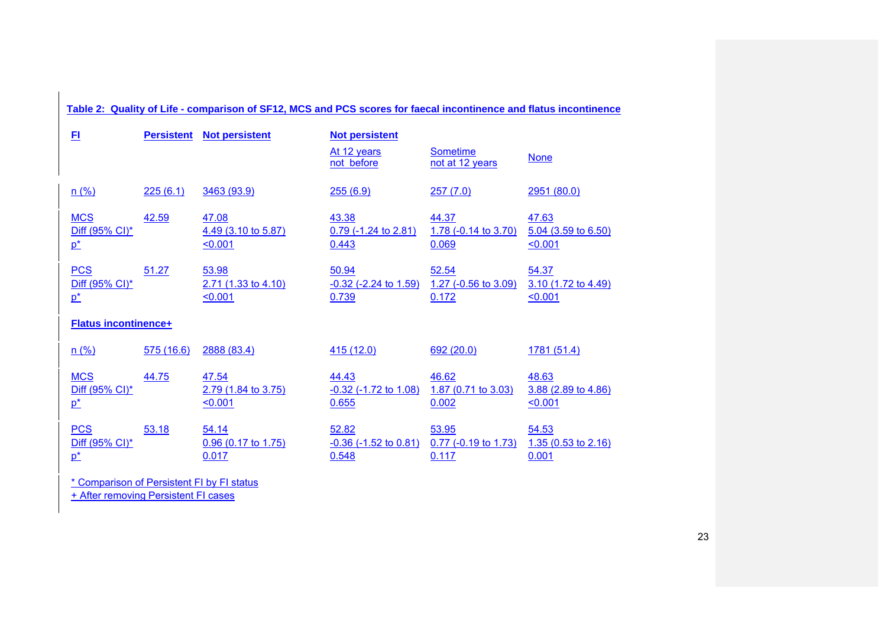**Table 2: Quality of Life - comparison of SF12, MCS and PCS scores for faecal incontinence and flatus incontinence**

| **FI** | **Persistent** | **Not persistent** | **Not persistent** | | |
|---|---|---|---|---|---|
| | | | At 12 years not before | Sometime not at 12 years | None |
| n (%) | 225 (6.1) | 3463 (93.9) | 255 (6.9) | 257 (7.0) | 2951 (80.0) |
| MCS | 42.59 | 47.08 | 43.38 | 44.37 | 47.63 |
| Diff (95% CI)* | | 4.49 (3.10 to 5.87) | 0.79 (-1.24 to 2.81) | 1.78 (-0.14 to 3.70) | 5.04 (3.59 to 6.50) |
| p* | | <0.001 | 0.443 | 0.069 | <0.001 |
| PCS | 51.27 | 53.98 | 50.94 | 52.54 | 54.37 |
| Diff (95% CI)* | | 2.71 (1.33 to 4.10) | -0.32 (-2.24 to 1.59) | 1.27 (-0.56 to 3.09) | 3.10 (1.72 to 4.49) |
| p* | | <0.001 | 0.739 | 0.172 | <0.001 |
| **Flatus incontinence+** | | | | | |
| n (%) | 575 (16.6) | 2888 (83.4) | 415 (12.0) | 692 (20.0) | 1781 (51.4) |
| MCS | 44.75 | 47.54 | 44.43 | 46.62 | 48.63 |
| Diff (95% CI)* | | 2.79 (1.84 to 3.75) | -0.32 (-1.72 to 1.08) | 1.87 (0.71 to 3.03) | 3.88 (2.89 to 4.86) |
| p* | | <0.001 | 0.655 | 0.002 | <0.001 |
| PCS | 53.18 | 54.14 | 52.82 | 53.95 | 54.53 |
| Diff (95% CI)* | | 0.96 (0.17 to 1.75) | -0.36 (-1.52 to 0.81) | 0.77 (-0.19 to 1.73) | 1.35 (0.53 to 2.16) |
| p* | | 0.017 | 0.548 | 0.117 | 0.001 |

* Comparison of Persistent FI by FI status
+ After removing Persistent FI cases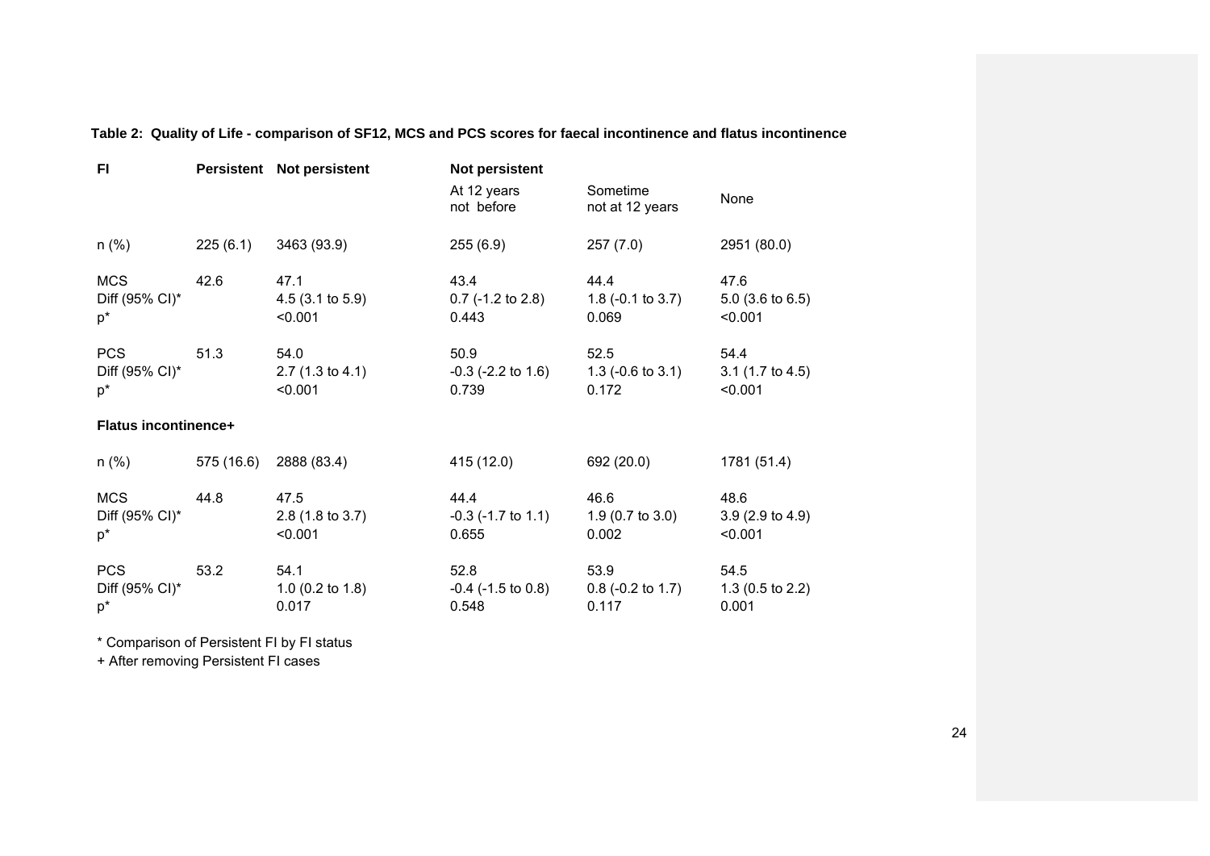**Table 2: Quality of Life - comparison of SF12, MCS and PCS scores for faecal incontinence and flatus incontinence**

| **FI** | **Persistent** | **Not persistent** | **Not persistent** | | |
|---|---|---|---|---|---|
| | | | At 12 years not before | Sometime not at 12 years | None |
| n (%) | 225 (6.1) | 3463 (93.9) | 255 (6.9) | 257 (7.0) | 2951 (80.0) |
| MCS | 42.6 | 47.1 | 43.4 | 44.4 | 47.6 |
| Diff (95% CI)* | | 4.5 (3.1 to 5.9) | 0.7 (-1.2 to 2.8) | 1.8 (-0.1 to 3.7) | 5.0 (3.6 to 6.5) |
| p* | | <0.001 | 0.443 | 0.069 | <0.001 |
| PCS | 51.3 | 54.0 | 50.9 | 52.5 | 54.4 |
| Diff (95% CI)* | | 2.7 (1.3 to 4.1) | -0.3 (-2.2 to 1.6) | 1.3 (-0.6 to 3.1) | 3.1 (1.7 to 4.5) |
| p* | | <0.001 | 0.739 | 0.172 | <0.001 |
| **Flatus incontinence+** | | | | | |
| n (%) | 575 (16.6) | 2888 (83.4) | 415 (12.0) | 692 (20.0) | 1781 (51.4) |
| MCS | 44.8 | 47.5 | 44.4 | 46.6 | 48.6 |
| Diff (95% CI)* | | 2.8 (1.8 to 3.7) | -0.3 (-1.7 to 1.1) | 1.9 (0.7 to 3.0) | 3.9 (2.9 to 4.9) |
| p* | | <0.001 | 0.655 | 0.002 | <0.001 |
| PCS | 53.2 | 54.1 | 52.8 | 53.9 | 54.5 |
| Diff (95% CI)* | | 1.0 (0.2 to 1.8) | -0.4 (-1.5 to 0.8) | 0.8 (-0.2 to 1.7) | 1.3 (0.5 to 2.2) |
| p* | | 0.017 | 0.548 | 0.117 | 0.001 |

\* Comparison of Persistent FI by FI status

\+ After removing Persistent FI cases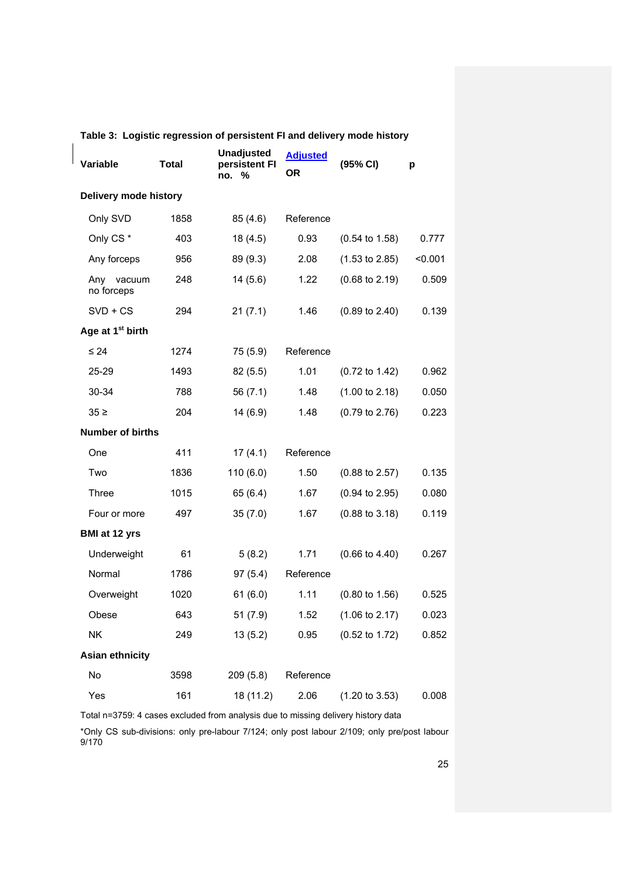**Table 3: Logistic regression of persistent FI and delivery mode history**

| Variable | Total | Unadjusted persistent FI no. % | Adjusted OR | (95% CI) | p |
|---|---|---|---|---|---|
| **Delivery mode history** | | | | | |
| Only SVD | 1858 | 85 (4.6) | Reference | | |
| Only CS * | 403 | 18 (4.5) | 0.93 | (0.54 to 1.58) | 0.777 |
| Any forceps | 956 | 89 (9.3) | 2.08 | (1.53 to 2.85) | <0.001 |
| Any vacuum no forceps | 248 | 14 (5.6) | 1.22 | (0.68 to 2.19) | 0.509 |
| SVD + CS | 294 | 21 (7.1) | 1.46 | (0.89 to 2.40) | 0.139 |
| **Age at 1st birth** | | | | | |
| ≤ 24 | 1274 | 75 (5.9) | Reference | | |
| 25-29 | 1493 | 82 (5.5) | 1.01 | (0.72 to 1.42) | 0.962 |
| 30-34 | 788 | 56 (7.1) | 1.48 | (1.00 to 2.18) | 0.050 |
| 35 ≥ | 204 | 14 (6.9) | 1.48 | (0.79 to 2.76) | 0.223 |
| **Number of births** | | | | | |
| One | 411 | 17 (4.1) | Reference | | |
| Two | 1836 | 110 (6.0) | 1.50 | (0.88 to 2.57) | 0.135 |
| Three | 1015 | 65 (6.4) | 1.67 | (0.94 to 2.95) | 0.080 |
| Four or more | 497 | 35 (7.0) | 1.67 | (0.88 to 3.18) | 0.119 |
| **BMI at 12 yrs** | | | | | |
| Underweight | 61 | 5 (8.2) | 1.71 | (0.66 to 4.40) | 0.267 |
| Normal | 1786 | 97 (5.4) | Reference | | |
| Overweight | 1020 | 61 (6.0) | 1.11 | (0.80 to 1.56) | 0.525 |
| Obese | 643 | 51 (7.9) | 1.52 | (1.06 to 2.17) | 0.023 |
| NK | 249 | 13 (5.2) | 0.95 | (0.52 to 1.72) | 0.852 |
| **Asian ethnicity** | | | | | |
| No | 3598 | 209 (5.8) | Reference | | |
| Yes | 161 | 18 (11.2) | 2.06 | (1.20 to 3.53) | 0.008 |

Total n=3759: 4 cases excluded from analysis due to missing delivery history data

*Only CS sub-divisions: only pre-labour 7/124; only post labour 2/109; only pre/post labour 9/170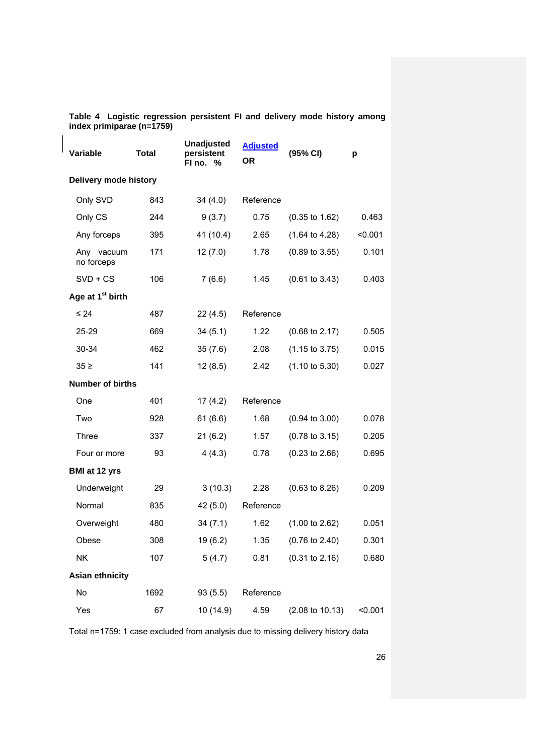**Table 4  Logistic regression persistent FI and delivery mode history among index primiparae (n=1759)**

| Variable | Total | Unadjusted persistent FI no. % | Adjusted OR | (95% CI) | p |
|---|---|---|---|---|---|
| **Delivery mode history** | | | | | |
| Only SVD | 843 | 34 (4.0) | Reference | | |
| Only CS | 244 | 9 (3.7) | 0.75 | (0.35 to 1.62) | 0.463 |
| Any forceps | 395 | 41 (10.4) | 2.65 | (1.64 to 4.28) | <0.001 |
| Any vacuum no forceps | 171 | 12 (7.0) | 1.78 | (0.89 to 3.55) | 0.101 |
| SVD + CS | 106 | 7 (6.6) | 1.45 | (0.61 to 3.43) | 0.403 |
| **Age at 1st birth** | | | | | |
| ≤ 24 | 487 | 22 (4.5) | Reference | | |
| 25-29 | 669 | 34 (5.1) | 1.22 | (0.68 to 2.17) | 0.505 |
| 30-34 | 462 | 35 (7.6) | 2.08 | (1.15 to 3.75) | 0.015 |
| 35 ≥ | 141 | 12 (8.5) | 2.42 | (1.10 to 5.30) | 0.027 |
| **Number of births** | | | | | |
| One | 401 | 17 (4.2) | Reference | | |
| Two | 928 | 61 (6.6) | 1.68 | (0.94 to 3.00) | 0.078 |
| Three | 337 | 21 (6.2) | 1.57 | (0.78 to 3.15) | 0.205 |
| Four or more | 93 | 4 (4.3) | 0.78 | (0.23 to 2.66) | 0.695 |
| **BMI at 12 yrs** | | | | | |
| Underweight | 29 | 3 (10.3) | 2.28 | (0.63 to 8.26) | 0.209 |
| Normal | 835 | 42 (5.0) | Reference | | |
| Overweight | 480 | 34 (7.1) | 1.62 | (1.00 to 2.62) | 0.051 |
| Obese | 308 | 19 (6.2) | 1.35 | (0.76 to 2.40) | 0.301 |
| NK | 107 | 5 (4.7) | 0.81 | (0.31 to 2.16) | 0.680 |
| **Asian ethnicity** | | | | | |
| No | 1692 | 93 (5.5) | Reference | | |
| Yes | 67 | 10 (14.9) | 4.59 | (2.08 to 10.13) | <0.001 |

Total n=1759: 1 case excluded from analysis due to missing delivery history data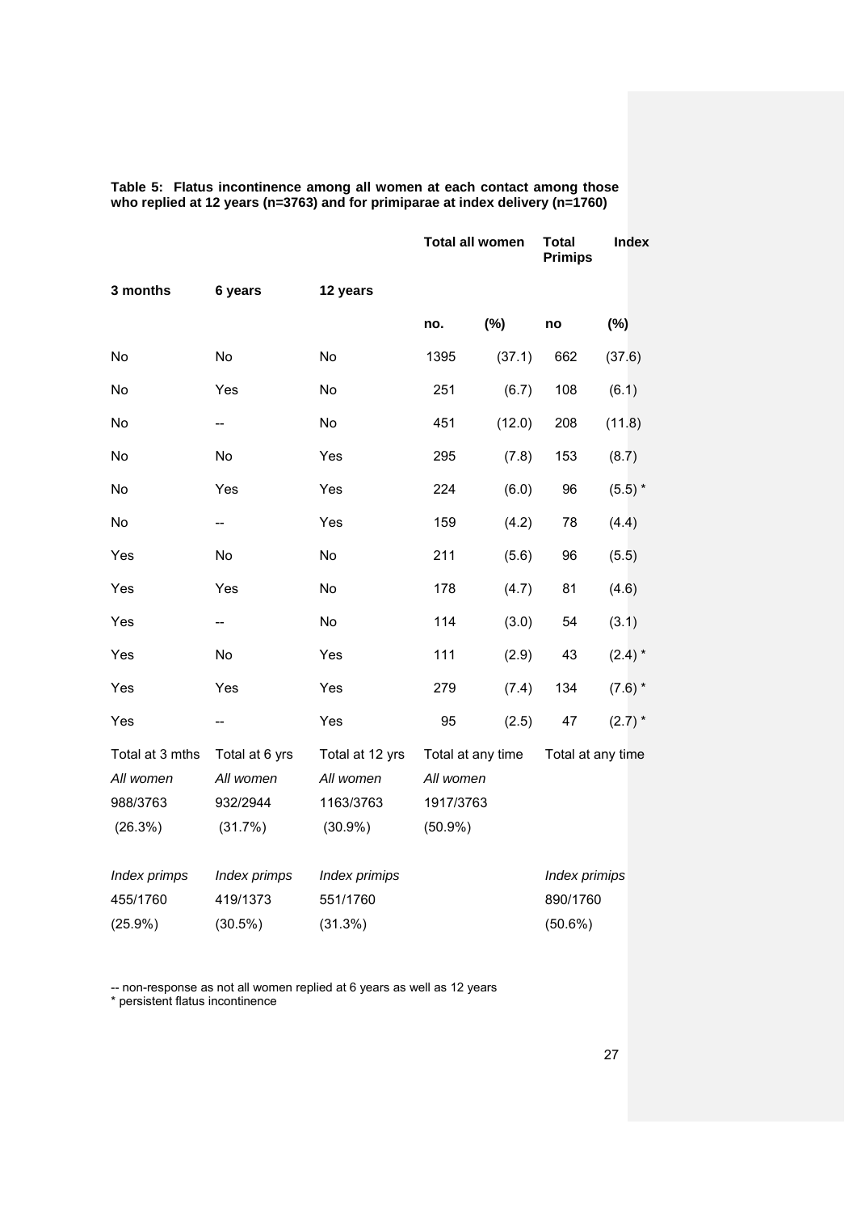**Table 5: Flatus incontinence among all women at each contact among those who replied at 12 years (n=3763) and for primiparae at index delivery (n=1760)**

| 3 months | 6 years | 12 years | Total all women no. | Total all women (%) | Total Index Primips no | Total Index Primips (%) |
|---|---|---|---|---|---|---|
| No | No | No | 1395 | (37.1) | 662 | (37.6) |
| No | Yes | No | 251 | (6.7) | 108 | (6.1) |
| No | -- | No | 451 | (12.0) | 208 | (11.8) |
| No | No | Yes | 295 | (7.8) | 153 | (8.7) |
| No | Yes | Yes | 224 | (6.0) | 96 | (5.5) * |
| No | -- | Yes | 159 | (4.2) | 78 | (4.4) |
| Yes | No | No | 211 | (5.6) | 96 | (5.5) |
| Yes | Yes | No | 178 | (4.7) | 81 | (4.6) |
| Yes | -- | No | 114 | (3.0) | 54 | (3.1) |
| Yes | No | Yes | 111 | (2.9) | 43 | (2.4) * |
| Yes | Yes | Yes | 279 | (7.4) | 134 | (7.6) * |
| Yes | -- | Yes | 95 | (2.5) | 47 | (2.7) * |
| Total at 3 mths | Total at 6 yrs | Total at 12 yrs | Total at any time | | Total at any time | |
| *All women* | *All women* | *All women* | *All women* | | | |
| 988/3763 | 932/2944 | 1163/3763 | 1917/3763 | | | |
| (26.3%) | (31.7%) | (30.9%) | (50.9%) | | | |
| *Index primps* | *Index primps* | *Index primips* | | | *Index primips* | |
| 455/1760 | 419/1373 | 551/1760 | | | 890/1760 | |
| (25.9%) | (30.5%) | (31.3%) | | | (50.6%) | |

-- non-response as not all women replied at 6 years as well as 12 years
* persistent flatus incontinence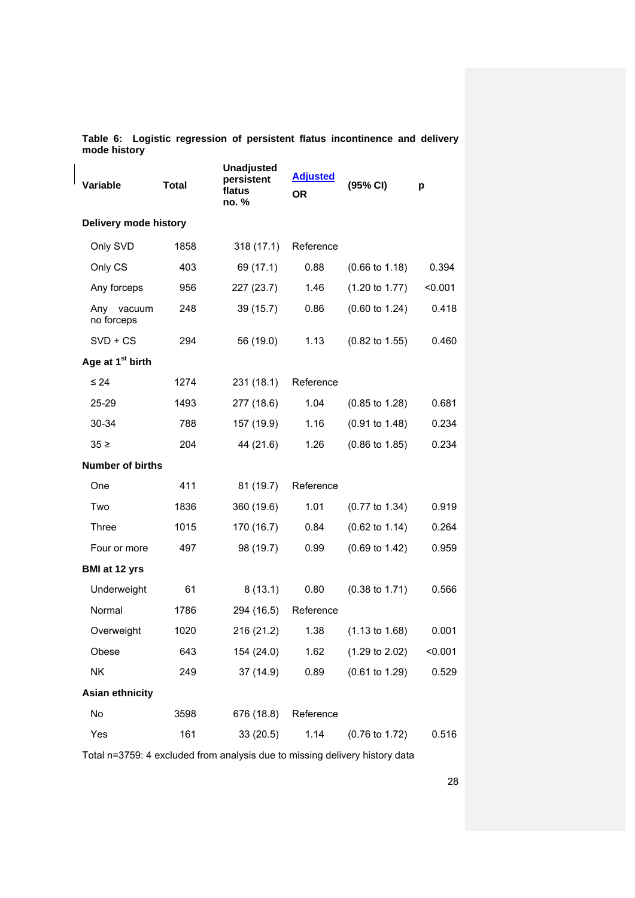**Table 6: Logistic regression of persistent flatus incontinence and delivery mode history**

| Variable | Total | Unadjusted persistent flatus no. % | Adjusted OR | (95% CI) | p |
|---|---|---|---|---|---|
| **Delivery mode history** | | | | | |
| Only SVD | 1858 | 318 (17.1) | Reference | | |
| Only CS | 403 | 69 (17.1) | 0.88 | (0.66 to 1.18) | 0.394 |
| Any forceps | 956 | 227 (23.7) | 1.46 | (1.20 to 1.77) | <0.001 |
| Any vacuum no forceps | 248 | 39 (15.7) | 0.86 | (0.60 to 1.24) | 0.418 |
| SVD + CS | 294 | 56 (19.0) | 1.13 | (0.82 to 1.55) | 0.460 |
| **Age at 1st birth** | | | | | |
| ≤ 24 | 1274 | 231 (18.1) | Reference | | |
| 25-29 | 1493 | 277 (18.6) | 1.04 | (0.85 to 1.28) | 0.681 |
| 30-34 | 788 | 157 (19.9) | 1.16 | (0.91 to 1.48) | 0.234 |
| 35 ≥ | 204 | 44 (21.6) | 1.26 | (0.86 to 1.85) | 0.234 |
| **Number of births** | | | | | |
| One | 411 | 81 (19.7) | Reference | | |
| Two | 1836 | 360 (19.6) | 1.01 | (0.77 to 1.34) | 0.919 |
| Three | 1015 | 170 (16.7) | 0.84 | (0.62 to 1.14) | 0.264 |
| Four or more | 497 | 98 (19.7) | 0.99 | (0.69 to 1.42) | 0.959 |
| **BMI at 12 yrs** | | | | | |
| Underweight | 61 | 8 (13.1) | 0.80 | (0.38 to 1.71) | 0.566 |
| Normal | 1786 | 294 (16.5) | Reference | | |
| Overweight | 1020 | 216 (21.2) | 1.38 | (1.13 to 1.68) | 0.001 |
| Obese | 643 | 154 (24.0) | 1.62 | (1.29 to 2.02) | <0.001 |
| NK | 249 | 37 (14.9) | 0.89 | (0.61 to 1.29) | 0.529 |
| **Asian ethnicity** | | | | | |
| No | 3598 | 676 (18.8) | Reference | | |
| Yes | 161 | 33 (20.5) | 1.14 | (0.76 to 1.72) | 0.516 |

Total n=3759: 4 excluded from analysis due to missing delivery history data